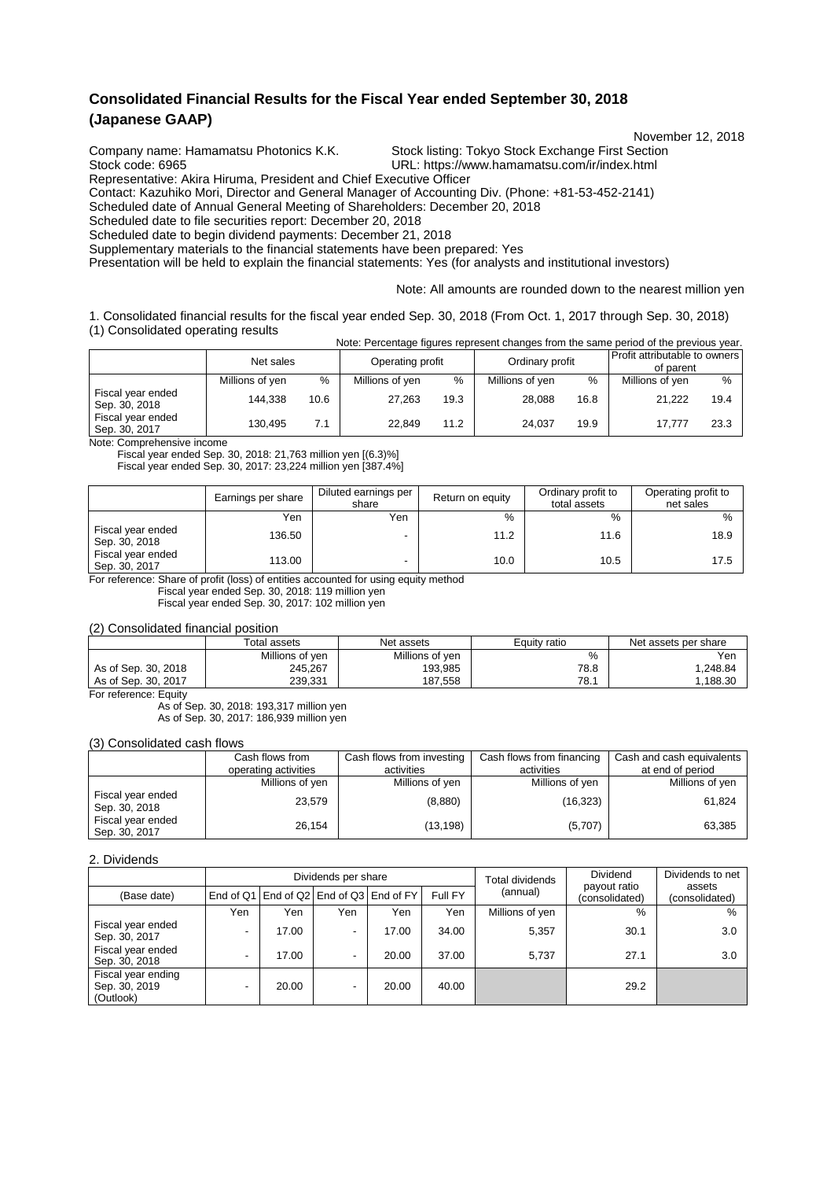# Consolidated Financial Results for the Fiscal Year ended September 30, 2018 (Japanese GAAP)

November 12, 2018

Company name: Hamamatsu Photonics K.K. Stock listing: Tokyo Stock Exchange First Section
Stock code: 6965 URL: https://www.hamamatsu.com/ir/index.html
Representative: Akira Hiruma, President and Chief Executive Officer
Contact: Kazuhiko Mori, Director and General Manager of Accounting Div. (Phone: +81-53-452-2141)
Scheduled date of Annual General Meeting of Shareholders: December 20, 2018
Scheduled date to file securities report: December 20, 2018
Scheduled date to begin dividend payments: December 21, 2018
Supplementary materials to the financial statements have been prepared: Yes
Presentation will be held to explain the financial statements: Yes (for analysts and institutional investors)

Note: All amounts are rounded down to the nearest million yen

1. Consolidated financial results for the fiscal year ended Sep. 30, 2018 (From Oct. 1, 2017 through Sep. 30, 2018)

(1) Consolidated operating results

Note: Percentage figures represent changes from the same period of the previous year.

| | Net sales | | Operating profit | | Ordinary profit | | Profit attributable to owners of parent | |
|---|---|---|---|---|---|---|---|---|
| | Millions of yen | % | Millions of yen | % | Millions of yen | % | Millions of yen | % |
| Fiscal year ended Sep. 30, 2018 | 144,338 | 10.6 | 27,263 | 19.3 | 28,088 | 16.8 | 21,222 | 19.4 |
| Fiscal year ended Sep. 30, 2017 | 130,495 | 7.1 | 22,849 | 11.2 | 24,037 | 19.9 | 17,777 | 23.3 |

Note: Comprehensive income
Fiscal year ended Sep. 30, 2018: 21,763 million yen [(6.3)%]
Fiscal year ended Sep. 30, 2017: 23,224 million yen [387.4%]

| | Earnings per share | Diluted earnings per share | Return on equity | Ordinary profit to total assets | Operating profit to net sales |
|---|---|---|---|---|---|
| | Yen | Yen | % | % | % |
| Fiscal year ended Sep. 30, 2018 | 136.50 | - | 11.2 | 11.6 | 18.9 |
| Fiscal year ended Sep. 30, 2017 | 113.00 | - | 10.0 | 10.5 | 17.5 |

For reference: Share of profit (loss) of entities accounted for using equity method
Fiscal year ended Sep. 30, 2018: 119 million yen
Fiscal year ended Sep. 30, 2017: 102 million yen

(2) Consolidated financial position

| | Total assets | Net assets | Equity ratio | Net assets per share |
|---|---|---|---|---|
| | Millions of yen | Millions of yen | % | Yen |
| As of Sep. 30, 2018 | 245,267 | 193,985 | 78.8 | 1,248.84 |
| As of Sep. 30, 2017 | 239,331 | 187,558 | 78.1 | 1,188.30 |

For reference: Equity
As of Sep. 30, 2018: 193,317 million yen
As of Sep. 30, 2017: 186,939 million yen

(3) Consolidated cash flows

| | Cash flows from operating activities | Cash flows from investing activities | Cash flows from financing activities | Cash and cash equivalents at end of period |
|---|---|---|---|---|
| | Millions of yen | Millions of yen | Millions of yen | Millions of yen |
| Fiscal year ended Sep. 30, 2018 | 23,579 | (8,880) | (16,323) | 61,824 |
| Fiscal year ended Sep. 30, 2017 | 26,154 | (13,198) | (5,707) | 63,385 |

2. Dividends

| | Dividends per share | | | | | Total dividends (annual) | Dividend payout ratio (consolidated) | Dividends to net assets (consolidated) |
|---|---|---|---|---|---|---|---|---|
| (Base date) | End of Q1 | End of Q2 | End of Q3 | End of FY | Full FY | | | |
| | Yen | Yen | Yen | Yen | Yen | Millions of yen | % | % |
| Fiscal year ended Sep. 30, 2017 | - | 17.00 | - | 17.00 | 34.00 | 5,357 | 30.1 | 3.0 |
| Fiscal year ended Sep. 30, 2018 | - | 17.00 | - | 20.00 | 37.00 | 5,737 | 27.1 | 3.0 |
| Fiscal year ending Sep. 30, 2019 (Outlook) | - | 20.00 | - | 20.00 | 40.00 | | 29.2 | |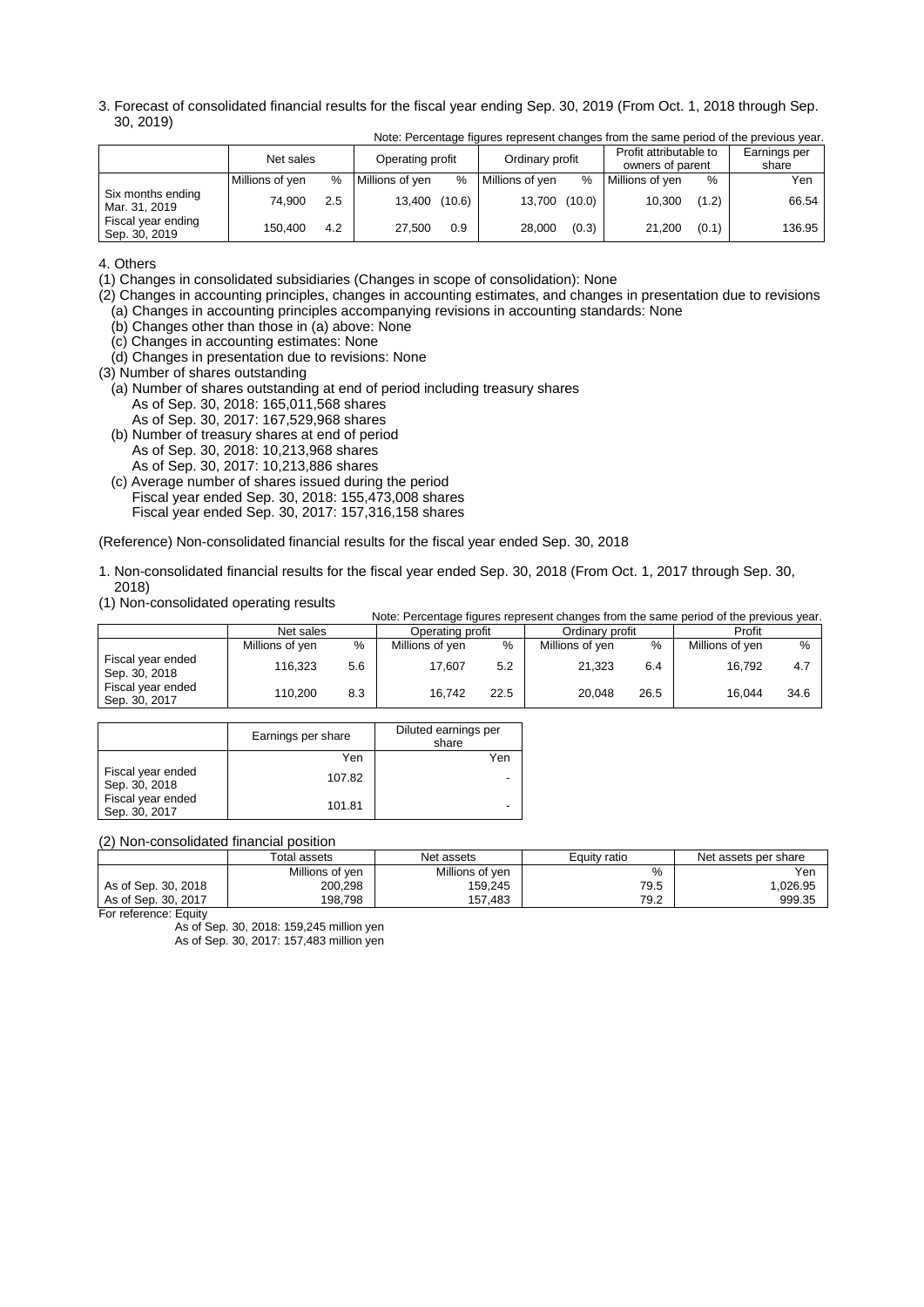3. Forecast of consolidated financial results for the fiscal year ending Sep. 30, 2019 (From Oct. 1, 2018 through Sep. 30, 2019)

Note: Percentage figures represent changes from the same period of the previous year.

| | Net sales | | Operating profit | | Ordinary profit | | Profit attributable to owners of parent | | Earnings per share |
|---|---|---|---|---|---|---|---|---|---|
| | Millions of yen | % | Millions of yen | % | Millions of yen | % | Millions of yen | % | Yen |
| Six months ending Mar. 31, 2019 | 74,900 | 2.5 | 13,400 | (10.6) | 13,700 | (10.0) | 10,300 | (1.2) | 66.54 |
| Fiscal year ending Sep. 30, 2019 | 150,400 | 4.2 | 27,500 | 0.9 | 28,000 | (0.3) | 21,200 | (0.1) | 136.95 |

4. Others

(1) Changes in consolidated subsidiaries (Changes in scope of consolidation): None

(2) Changes in accounting principles, changes in accounting estimates, and changes in presentation due to revisions
- (a) Changes in accounting principles accompanying revisions in accounting standards: None
- (b) Changes other than those in (a) above: None
- (c) Changes in accounting estimates: None
- (d) Changes in presentation due to revisions: None

(3) Number of shares outstanding
- (a) Number of shares outstanding at end of period including treasury shares
  - As of Sep. 30, 2018: 165,011,568 shares
  - As of Sep. 30, 2017: 167,529,968 shares
- (b) Number of treasury shares at end of period
  - As of Sep. 30, 2018: 10,213,968 shares
  - As of Sep. 30, 2017: 10,213,886 shares
- (c) Average number of shares issued during the period
  - Fiscal year ended Sep. 30, 2018: 155,473,008 shares
  - Fiscal year ended Sep. 30, 2017: 157,316,158 shares

(Reference) Non-consolidated financial results for the fiscal year ended Sep. 30, 2018

1. Non-consolidated financial results for the fiscal year ended Sep. 30, 2018 (From Oct. 1, 2017 through Sep. 30, 2018)

(1) Non-consolidated operating results

Note: Percentage figures represent changes from the same period of the previous year.

| | Net sales | | Operating profit | | Ordinary profit | | Profit | |
|---|---|---|---|---|---|---|---|---|
| | Millions of yen | % | Millions of yen | % | Millions of yen | % | Millions of yen | % |
| Fiscal year ended Sep. 30, 2018 | 116,323 | 5.6 | 17,607 | 5.2 | 21,323 | 6.4 | 16,792 | 4.7 |
| Fiscal year ended Sep. 30, 2017 | 110,200 | 8.3 | 16,742 | 22.5 | 20,048 | 26.5 | 16,044 | 34.6 |

| | Earnings per share | Diluted earnings per share |
|---|---|---|
| | Yen | Yen |
| Fiscal year ended Sep. 30, 2018 | 107.82 | - |
| Fiscal year ended Sep. 30, 2017 | 101.81 | - |

(2) Non-consolidated financial position

| | Total assets | Net assets | Equity ratio | Net assets per share |
|---|---|---|---|---|
| | Millions of yen | Millions of yen | % | Yen |
| As of Sep. 30, 2018 | 200,298 | 159,245 | 79.5 | 1,026.95 |
| As of Sep. 30, 2017 | 198,798 | 157,483 | 79.2 | 999.35 |

For reference: Equity
- As of Sep. 30, 2018: 159,245 million yen
- As of Sep. 30, 2017: 157,483 million yen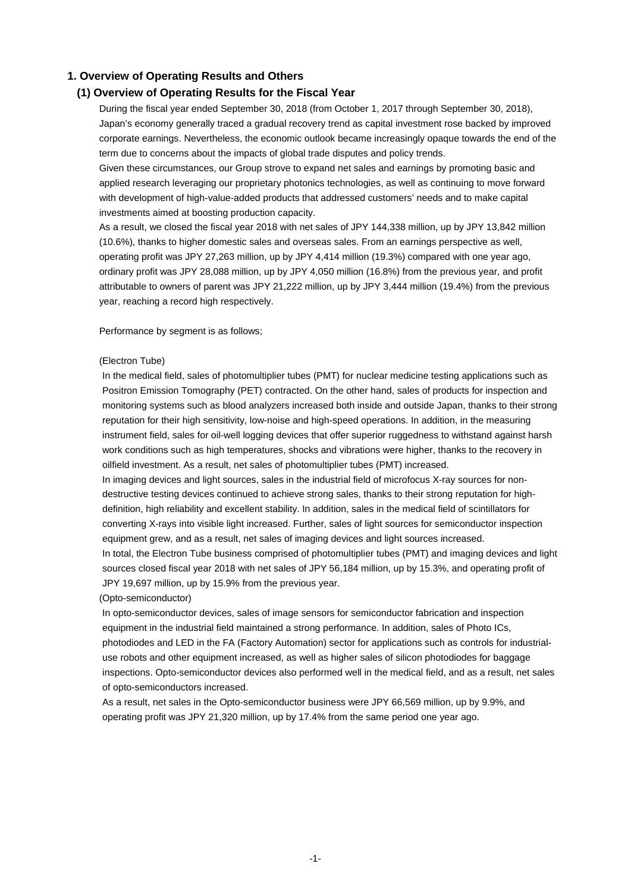## 1. Overview of Operating Results and Others

### (1) Overview of Operating Results for the Fiscal Year

During the fiscal year ended September 30, 2018 (from October 1, 2017 through September 30, 2018), Japan's economy generally traced a gradual recovery trend as capital investment rose backed by improved corporate earnings. Nevertheless, the economic outlook became increasingly opaque towards the end of the term due to concerns about the impacts of global trade disputes and policy trends.

Given these circumstances, our Group strove to expand net sales and earnings by promoting basic and applied research leveraging our proprietary photonics technologies, as well as continuing to move forward with development of high-value-added products that addressed customers' needs and to make capital investments aimed at boosting production capacity.

As a result, we closed the fiscal year 2018 with net sales of JPY 144,338 million, up by JPY 13,842 million (10.6%), thanks to higher domestic sales and overseas sales. From an earnings perspective as well, operating profit was JPY 27,263 million, up by JPY 4,414 million (19.3%) compared with one year ago, ordinary profit was JPY 28,088 million, up by JPY 4,050 million (16.8%) from the previous year, and profit attributable to owners of parent was JPY 21,222 million, up by JPY 3,444 million (19.4%) from the previous year, reaching a record high respectively.

Performance by segment is as follows;

(Electron Tube)

In the medical field, sales of photomultiplier tubes (PMT) for nuclear medicine testing applications such as Positron Emission Tomography (PET) contracted. On the other hand, sales of products for inspection and monitoring systems such as blood analyzers increased both inside and outside Japan, thanks to their strong reputation for their high sensitivity, low-noise and high-speed operations. In addition, in the measuring instrument field, sales for oil-well logging devices that offer superior ruggedness to withstand against harsh work conditions such as high temperatures, shocks and vibrations were higher, thanks to the recovery in oilfield investment. As a result, net sales of photomultiplier tubes (PMT) increased.

In imaging devices and light sources, sales in the industrial field of microfocus X-ray sources for non-destructive testing devices continued to achieve strong sales, thanks to their strong reputation for high-definition, high reliability and excellent stability. In addition, sales in the medical field of scintillators for converting X-rays into visible light increased. Further, sales of light sources for semiconductor inspection equipment grew, and as a result, net sales of imaging devices and light sources increased.

In total, the Electron Tube business comprised of photomultiplier tubes (PMT) and imaging devices and light sources closed fiscal year 2018 with net sales of JPY 56,184 million, up by 15.3%, and operating profit of JPY 19,697 million, up by 15.9% from the previous year.

(Opto-semiconductor)

In opto-semiconductor devices, sales of image sensors for semiconductor fabrication and inspection equipment in the industrial field maintained a strong performance. In addition, sales of Photo ICs, photodiodes and LED in the FA (Factory Automation) sector for applications such as controls for industrial-use robots and other equipment increased, as well as higher sales of silicon photodiodes for baggage inspections. Opto-semiconductor devices also performed well in the medical field, and as a result, net sales of opto-semiconductors increased.

As a result, net sales in the Opto-semiconductor business were JPY 66,569 million, up by 9.9%, and operating profit was JPY 21,320 million, up by 17.4% from the same period one year ago.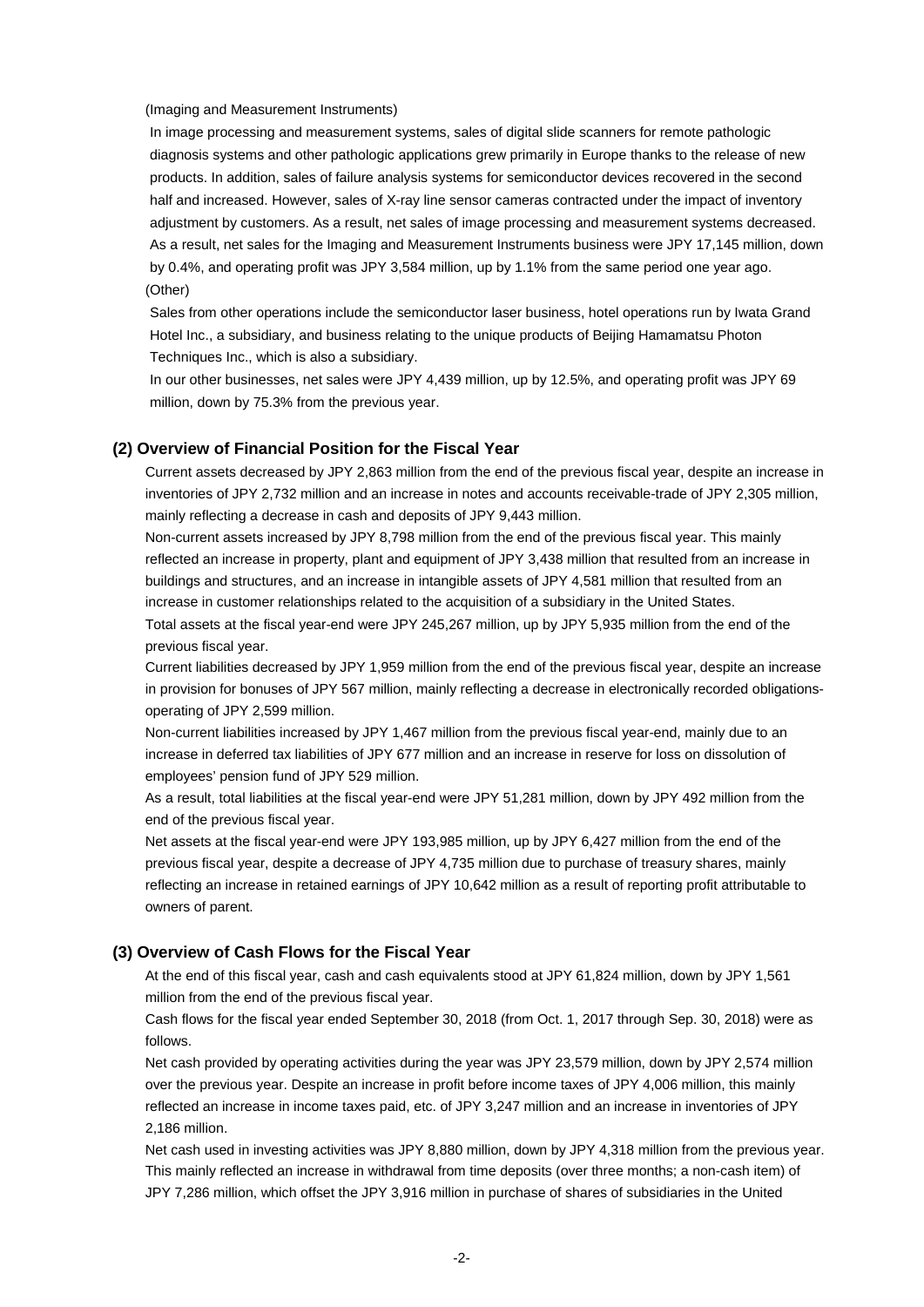(Imaging and Measurement Instruments)

In image processing and measurement systems, sales of digital slide scanners for remote pathologic diagnosis systems and other pathologic applications grew primarily in Europe thanks to the release of new products. In addition, sales of failure analysis systems for semiconductor devices recovered in the second half and increased. However, sales of X-ray line sensor cameras contracted under the impact of inventory adjustment by customers. As a result, net sales of image processing and measurement systems decreased.

As a result, net sales for the Imaging and Measurement Instruments business were JPY 17,145 million, down by 0.4%, and operating profit was JPY 3,584 million, up by 1.1% from the same period one year ago.

(Other)

Sales from other operations include the semiconductor laser business, hotel operations run by Iwata Grand Hotel Inc., a subsidiary, and business relating to the unique products of Beijing Hamamatsu Photon Techniques Inc., which is also a subsidiary.

In our other businesses, net sales were JPY 4,439 million, up by 12.5%, and operating profit was JPY 69 million, down by 75.3% from the previous year.

### (2) Overview of Financial Position for the Fiscal Year

Current assets decreased by JPY 2,863 million from the end of the previous fiscal year, despite an increase in inventories of JPY 2,732 million and an increase in notes and accounts receivable-trade of JPY 2,305 million, mainly reflecting a decrease in cash and deposits of JPY 9,443 million.

Non-current assets increased by JPY 8,798 million from the end of the previous fiscal year. This mainly reflected an increase in property, plant and equipment of JPY 3,438 million that resulted from an increase in buildings and structures, and an increase in intangible assets of JPY 4,581 million that resulted from an increase in customer relationships related to the acquisition of a subsidiary in the United States.

Total assets at the fiscal year-end were JPY 245,267 million, up by JPY 5,935 million from the end of the previous fiscal year.

Current liabilities decreased by JPY 1,959 million from the end of the previous fiscal year, despite an increase in provision for bonuses of JPY 567 million, mainly reflecting a decrease in electronically recorded obligations-operating of JPY 2,599 million.

Non-current liabilities increased by JPY 1,467 million from the previous fiscal year-end, mainly due to an increase in deferred tax liabilities of JPY 677 million and an increase in reserve for loss on dissolution of employees' pension fund of JPY 529 million.

As a result, total liabilities at the fiscal year-end were JPY 51,281 million, down by JPY 492 million from the end of the previous fiscal year.

Net assets at the fiscal year-end were JPY 193,985 million, up by JPY 6,427 million from the end of the previous fiscal year, despite a decrease of JPY 4,735 million due to purchase of treasury shares, mainly reflecting an increase in retained earnings of JPY 10,642 million as a result of reporting profit attributable to owners of parent.

### (3) Overview of Cash Flows for the Fiscal Year

At the end of this fiscal year, cash and cash equivalents stood at JPY 61,824 million, down by JPY 1,561 million from the end of the previous fiscal year.

Cash flows for the fiscal year ended September 30, 2018 (from Oct. 1, 2017 through Sep. 30, 2018) were as follows.

Net cash provided by operating activities during the year was JPY 23,579 million, down by JPY 2,574 million over the previous year. Despite an increase in profit before income taxes of JPY 4,006 million, this mainly reflected an increase in income taxes paid, etc. of JPY 3,247 million and an increase in inventories of JPY 2,186 million.

Net cash used in investing activities was JPY 8,880 million, down by JPY 4,318 million from the previous year. This mainly reflected an increase in withdrawal from time deposits (over three months; a non-cash item) of JPY 7,286 million, which offset the JPY 3,916 million in purchase of shares of subsidiaries in the United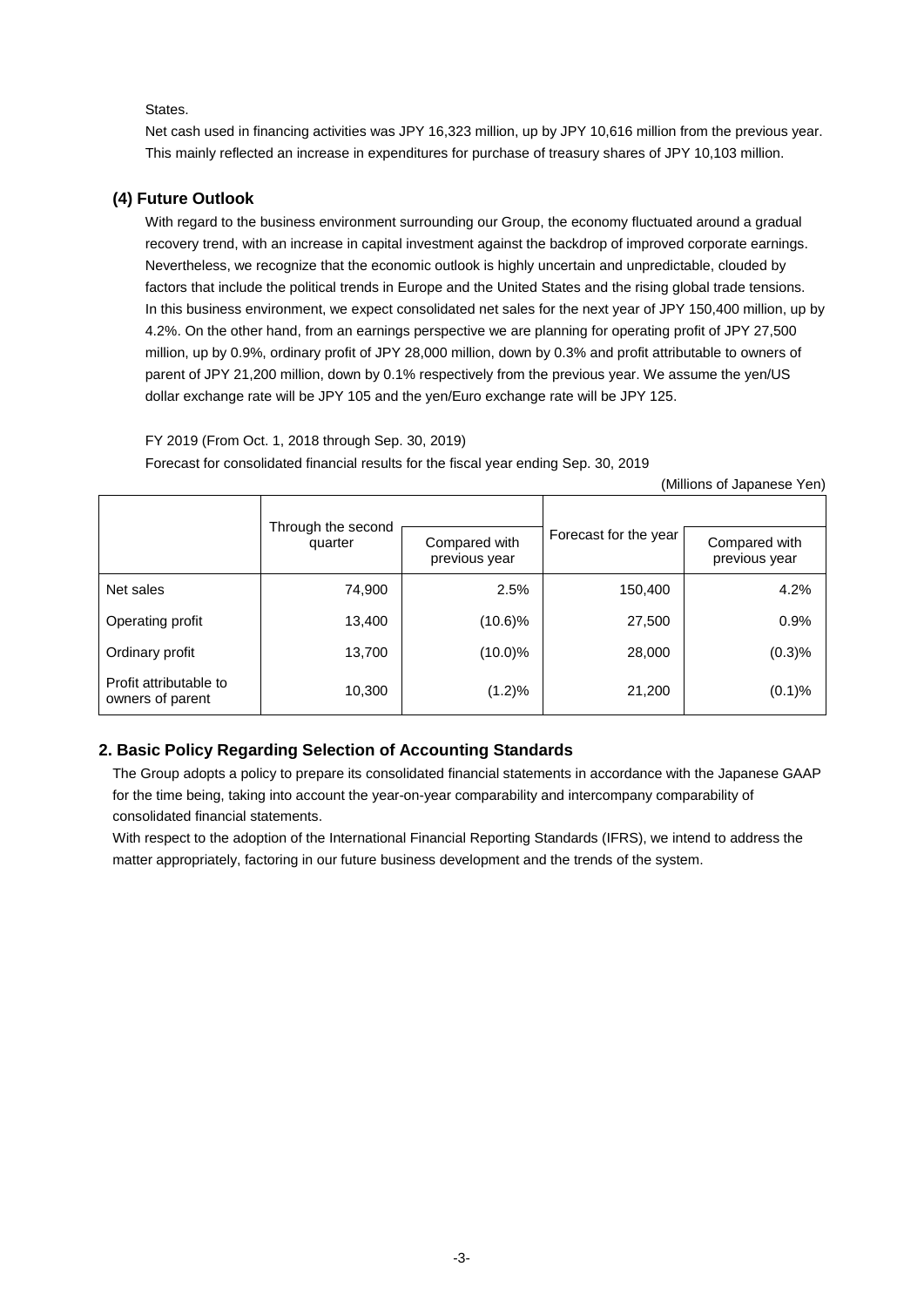States.

Net cash used in financing activities was JPY 16,323 million, up by JPY 10,616 million from the previous year. This mainly reflected an increase in expenditures for purchase of treasury shares of JPY 10,103 million.

### (4) Future Outlook

With regard to the business environment surrounding our Group, the economy fluctuated around a gradual recovery trend, with an increase in capital investment against the backdrop of improved corporate earnings. Nevertheless, we recognize that the economic outlook is highly uncertain and unpredictable, clouded by factors that include the political trends in Europe and the United States and the rising global trade tensions. In this business environment, we expect consolidated net sales for the next year of JPY 150,400 million, up by 4.2%. On the other hand, from an earnings perspective we are planning for operating profit of JPY 27,500 million, up by 0.9%, ordinary profit of JPY 28,000 million, down by 0.3% and profit attributable to owners of parent of JPY 21,200 million, down by 0.1% respectively from the previous year. We assume the yen/US dollar exchange rate will be JPY 105 and the yen/Euro exchange rate will be JPY 125.

FY 2019 (From Oct. 1, 2018 through Sep. 30, 2019)

Forecast for consolidated financial results for the fiscal year ending Sep. 30, 2019

(Millions of Japanese Yen)

| | Through the second quarter | Compared with previous year | Forecast for the year | Compared with previous year |
|---|---|---|---|---|
| Net sales | 74,900 | 2.5% | 150,400 | 4.2% |
| Operating profit | 13,400 | (10.6)% | 27,500 | 0.9% |
| Ordinary profit | 13,700 | (10.0)% | 28,000 | (0.3)% |
| Profit attributable to owners of parent | 10,300 | (1.2)% | 21,200 | (0.1)% |

## 2. Basic Policy Regarding Selection of Accounting Standards

The Group adopts a policy to prepare its consolidated financial statements in accordance with the Japanese GAAP for the time being, taking into account the year-on-year comparability and intercompany comparability of consolidated financial statements.

With respect to the adoption of the International Financial Reporting Standards (IFRS), we intend to address the matter appropriately, factoring in our future business development and the trends of the system.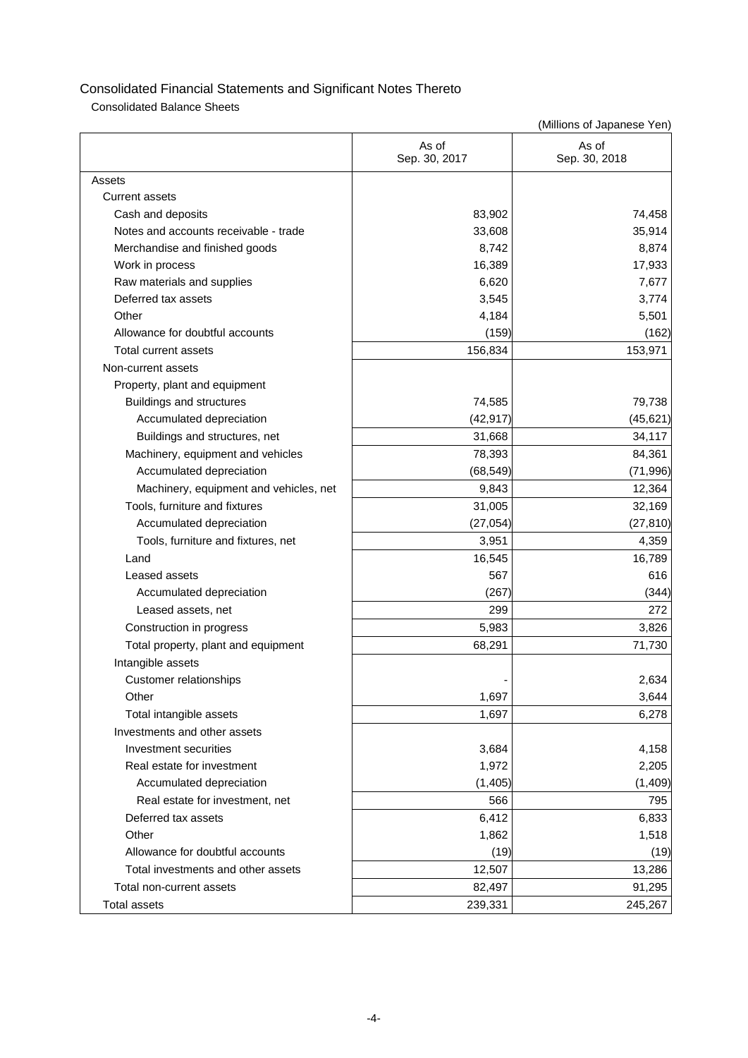# Consolidated Financial Statements and Significant Notes Thereto

## Consolidated Balance Sheets

(Millions of Japanese Yen)

| | As of Sep. 30, 2017 | As of Sep. 30, 2018 |
|---|---|---|
| Assets | | |
| Current assets | | |
| Cash and deposits | 83,902 | 74,458 |
| Notes and accounts receivable - trade | 33,608 | 35,914 |
| Merchandise and finished goods | 8,742 | 8,874 |
| Work in process | 16,389 | 17,933 |
| Raw materials and supplies | 6,620 | 7,677 |
| Deferred tax assets | 3,545 | 3,774 |
| Other | 4,184 | 5,501 |
| Allowance for doubtful accounts | (159) | (162) |
| Total current assets | 156,834 | 153,971 |
| Non-current assets | | |
| Property, plant and equipment | | |
| Buildings and structures | 74,585 | 79,738 |
| Accumulated depreciation | (42,917) | (45,621) |
| Buildings and structures, net | 31,668 | 34,117 |
| Machinery, equipment and vehicles | 78,393 | 84,361 |
| Accumulated depreciation | (68,549) | (71,996) |
| Machinery, equipment and vehicles, net | 9,843 | 12,364 |
| Tools, furniture and fixtures | 31,005 | 32,169 |
| Accumulated depreciation | (27,054) | (27,810) |
| Tools, furniture and fixtures, net | 3,951 | 4,359 |
| Land | 16,545 | 16,789 |
| Leased assets | 567 | 616 |
| Accumulated depreciation | (267) | (344) |
| Leased assets, net | 299 | 272 |
| Construction in progress | 5,983 | 3,826 |
| Total property, plant and equipment | 68,291 | 71,730 |
| Intangible assets | | |
| Customer relationships | - | 2,634 |
| Other | 1,697 | 3,644 |
| Total intangible assets | 1,697 | 6,278 |
| Investments and other assets | | |
| Investment securities | 3,684 | 4,158 |
| Real estate for investment | 1,972 | 2,205 |
| Accumulated depreciation | (1,405) | (1,409) |
| Real estate for investment, net | 566 | 795 |
| Deferred tax assets | 6,412 | 6,833 |
| Other | 1,862 | 1,518 |
| Allowance for doubtful accounts | (19) | (19) |
| Total investments and other assets | 12,507 | 13,286 |
| Total non-current assets | 82,497 | 91,295 |
| Total assets | 239,331 | 245,267 |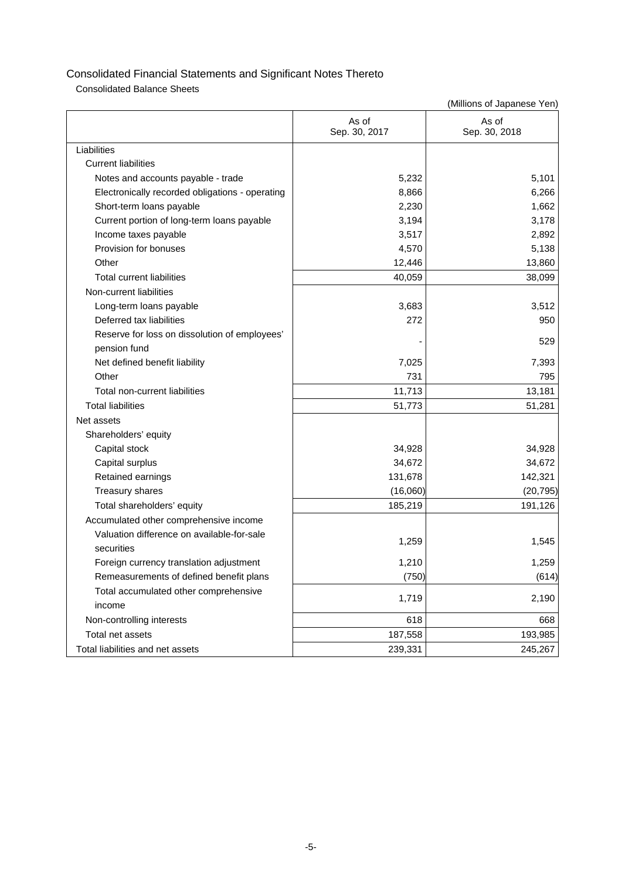# Consolidated Financial Statements and Significant Notes Thereto

## Consolidated Balance Sheets

(Millions of Japanese Yen)

| | As of Sep. 30, 2017 | As of Sep. 30, 2018 |
|---|---|---|
| Liabilities | | |
| Current liabilities | | |
| Notes and accounts payable - trade | 5,232 | 5,101 |
| Electronically recorded obligations - operating | 8,866 | 6,266 |
| Short-term loans payable | 2,230 | 1,662 |
| Current portion of long-term loans payable | 3,194 | 3,178 |
| Income taxes payable | 3,517 | 2,892 |
| Provision for bonuses | 4,570 | 5,138 |
| Other | 12,446 | 13,860 |
| Total current liabilities | 40,059 | 38,099 |
| Non-current liabilities | | |
| Long-term loans payable | 3,683 | 3,512 |
| Deferred tax liabilities | 272 | 950 |
| Reserve for loss on dissolution of employees' pension fund | - | 529 |
| Net defined benefit liability | 7,025 | 7,393 |
| Other | 731 | 795 |
| Total non-current liabilities | 11,713 | 13,181 |
| Total liabilities | 51,773 | 51,281 |
| Net assets | | |
| Shareholders' equity | | |
| Capital stock | 34,928 | 34,928 |
| Capital surplus | 34,672 | 34,672 |
| Retained earnings | 131,678 | 142,321 |
| Treasury shares | (16,060) | (20,795) |
| Total shareholders' equity | 185,219 | 191,126 |
| Accumulated other comprehensive income | | |
| Valuation difference on available-for-sale securities | 1,259 | 1,545 |
| Foreign currency translation adjustment | 1,210 | 1,259 |
| Remeasurements of defined benefit plans | (750) | (614) |
| Total accumulated other comprehensive income | 1,719 | 2,190 |
| Non-controlling interests | 618 | 668 |
| Total net assets | 187,558 | 193,985 |
| Total liabilities and net assets | 239,331 | 245,267 |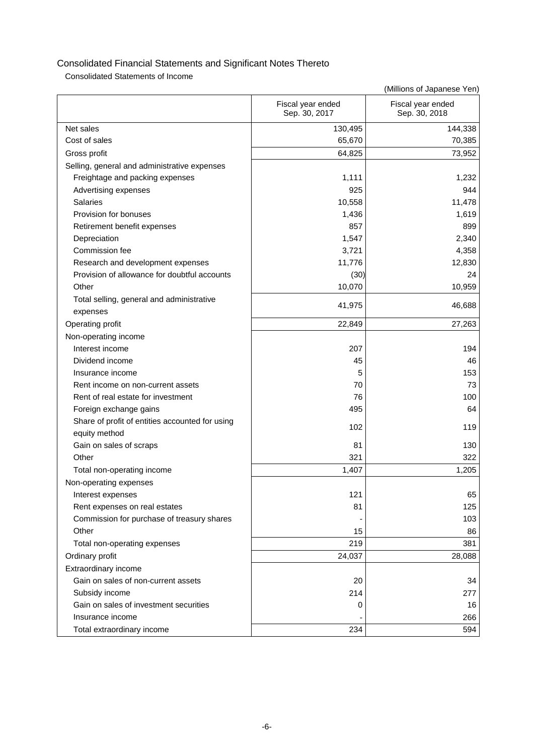# Consolidated Financial Statements and Significant Notes Thereto

## Consolidated Statements of Income

(Millions of Japanese Yen)

| | Fiscal year ended Sep. 30, 2017 | Fiscal year ended Sep. 30, 2018 |
|---|---|---|
| Net sales | 130,495 | 144,338 |
| Cost of sales | 65,670 | 70,385 |
| Gross profit | 64,825 | 73,952 |
| Selling, general and administrative expenses | | |
| Freightage and packing expenses | 1,111 | 1,232 |
| Advertising expenses | 925 | 944 |
| Salaries | 10,558 | 11,478 |
| Provision for bonuses | 1,436 | 1,619 |
| Retirement benefit expenses | 857 | 899 |
| Depreciation | 1,547 | 2,340 |
| Commission fee | 3,721 | 4,358 |
| Research and development expenses | 11,776 | 12,830 |
| Provision of allowance for doubtful accounts | (30) | 24 |
| Other | 10,070 | 10,959 |
| Total selling, general and administrative expenses | 41,975 | 46,688 |
| Operating profit | 22,849 | 27,263 |
| Non-operating income | | |
| Interest income | 207 | 194 |
| Dividend income | 45 | 46 |
| Insurance income | 5 | 153 |
| Rent income on non-current assets | 70 | 73 |
| Rent of real estate for investment | 76 | 100 |
| Foreign exchange gains | 495 | 64 |
| Share of profit of entities accounted for using equity method | 102 | 119 |
| Gain on sales of scraps | 81 | 130 |
| Other | 321 | 322 |
| Total non-operating income | 1,407 | 1,205 |
| Non-operating expenses | | |
| Interest expenses | 121 | 65 |
| Rent expenses on real estates | 81 | 125 |
| Commission for purchase of treasury shares | - | 103 |
| Other | 15 | 86 |
| Total non-operating expenses | 219 | 381 |
| Ordinary profit | 24,037 | 28,088 |
| Extraordinary income | | |
| Gain on sales of non-current assets | 20 | 34 |
| Subsidy income | 214 | 277 |
| Gain on sales of investment securities | 0 | 16 |
| Insurance income | - | 266 |
| Total extraordinary income | 234 | 594 |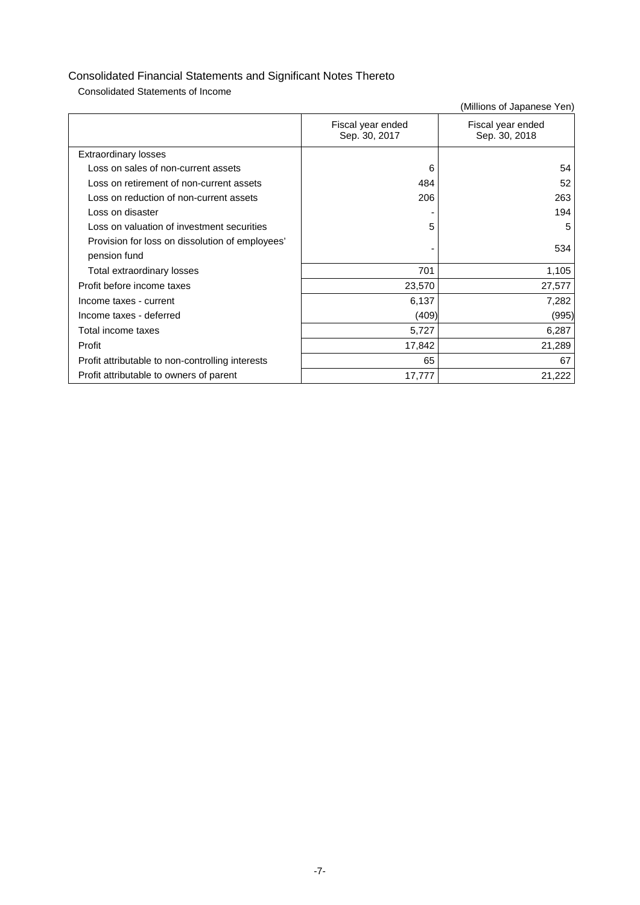# Consolidated Financial Statements and Significant Notes Thereto

## Consolidated Statements of Income

(Millions of Japanese Yen)

| | Fiscal year ended Sep. 30, 2017 | Fiscal year ended Sep. 30, 2018 |
|---|---|---|
| Extraordinary losses | | |
| Loss on sales of non-current assets | 6 | 54 |
| Loss on retirement of non-current assets | 484 | 52 |
| Loss on reduction of non-current assets | 206 | 263 |
| Loss on disaster | - | 194 |
| Loss on valuation of investment securities | 5 | 5 |
| Provision for loss on dissolution of employees' pension fund | - | 534 |
| Total extraordinary losses | 701 | 1,105 |
| Profit before income taxes | 23,570 | 27,577 |
| Income taxes - current | 6,137 | 7,282 |
| Income taxes - deferred | (409) | (995) |
| Total income taxes | 5,727 | 6,287 |
| Profit | 17,842 | 21,289 |
| Profit attributable to non-controlling interests | 65 | 67 |
| Profit attributable to owners of parent | 17,777 | 21,222 |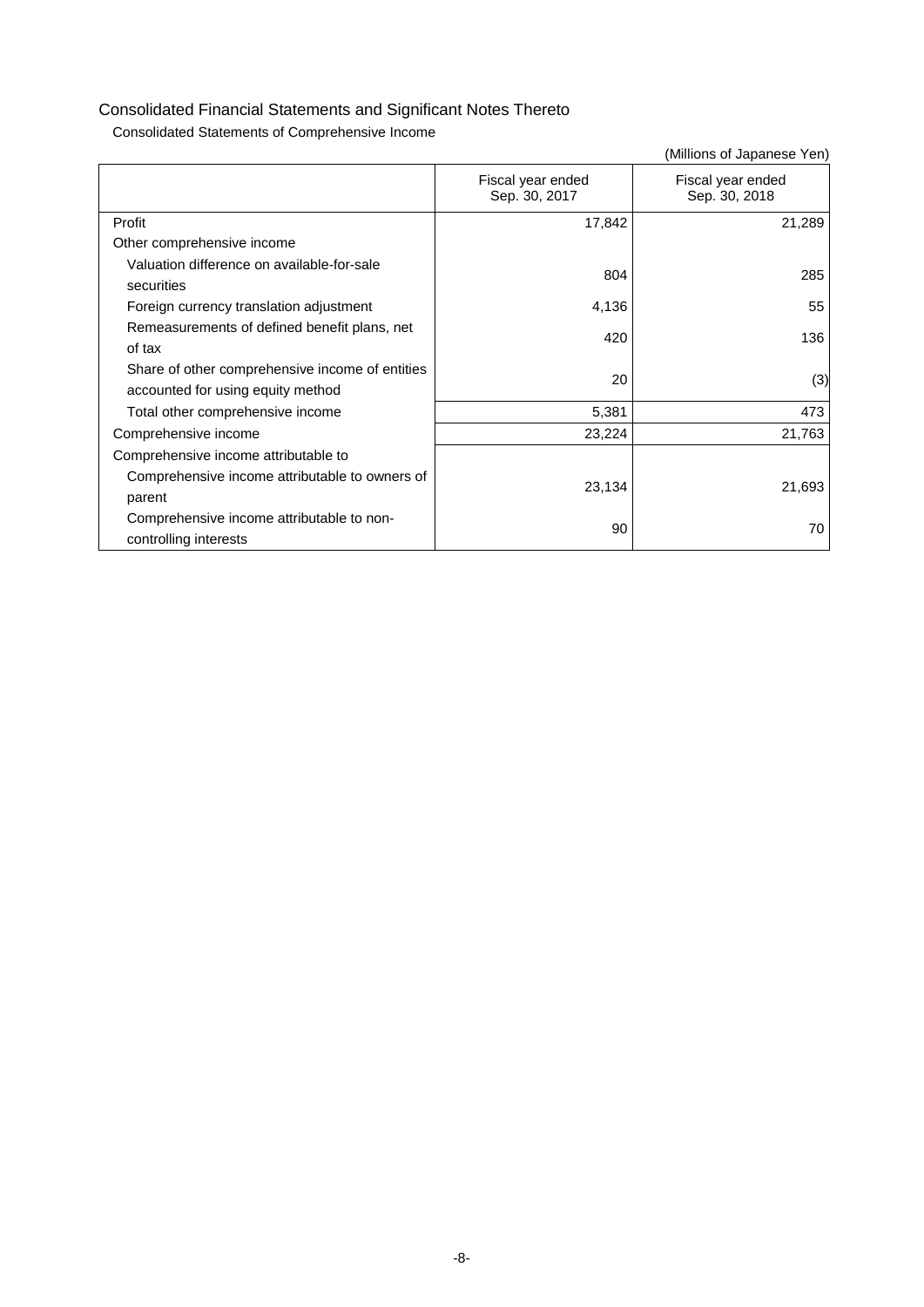# Consolidated Financial Statements and Significant Notes Thereto

## Consolidated Statements of Comprehensive Income

(Millions of Japanese Yen)

| | Fiscal year ended Sep. 30, 2017 | Fiscal year ended Sep. 30, 2018 |
|---|---|---|
| Profit | 17,842 | 21,289 |
| Other comprehensive income | | |
| Valuation difference on available-for-sale securities | 804 | 285 |
| Foreign currency translation adjustment | 4,136 | 55 |
| Remeasurements of defined benefit plans, net of tax | 420 | 136 |
| Share of other comprehensive income of entities accounted for using equity method | 20 | (3) |
| Total other comprehensive income | 5,381 | 473 |
| Comprehensive income | 23,224 | 21,763 |
| Comprehensive income attributable to | | |
| Comprehensive income attributable to owners of parent | 23,134 | 21,693 |
| Comprehensive income attributable to non-controlling interests | 90 | 70 |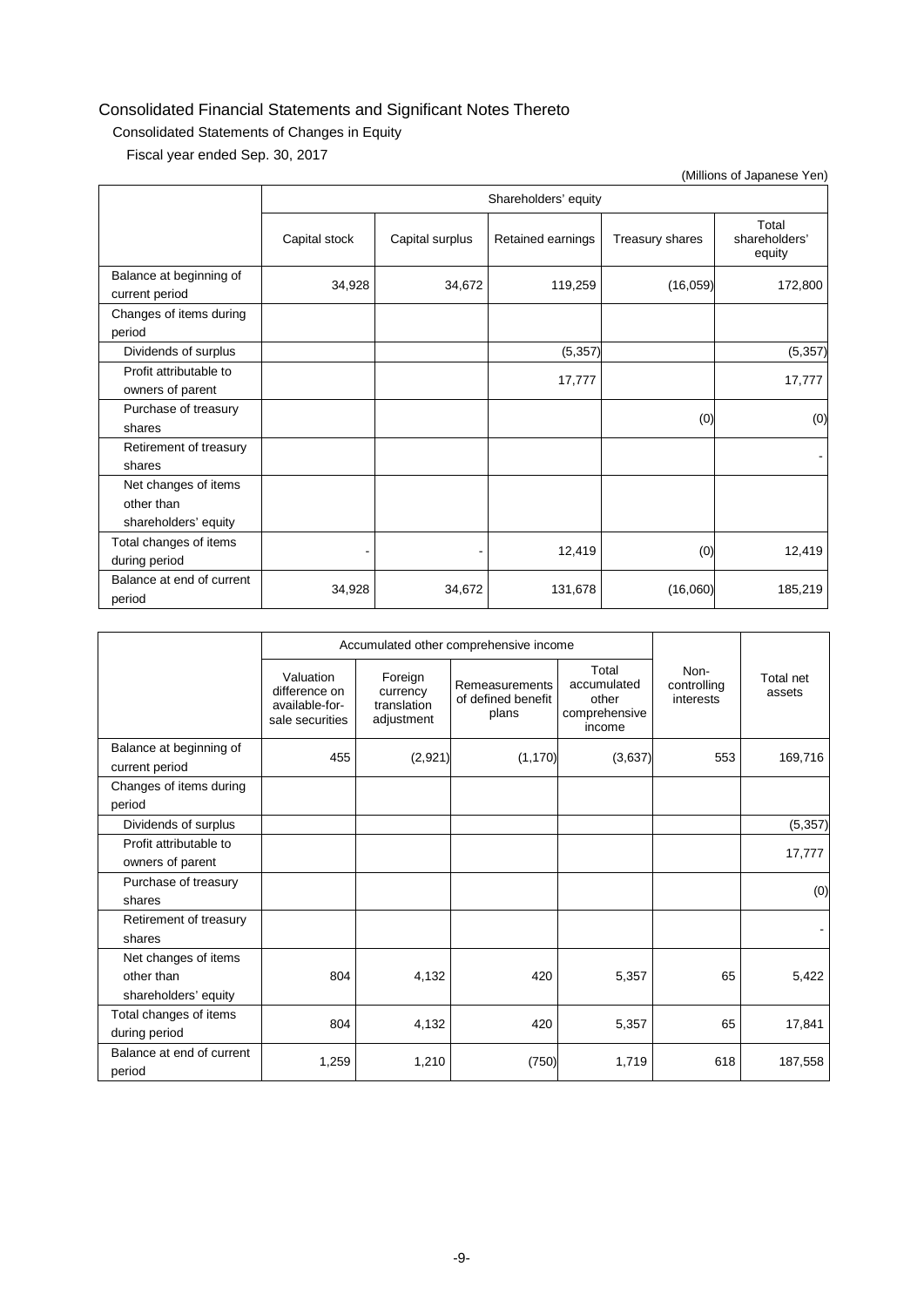## Consolidated Financial Statements and Significant Notes Thereto

### Consolidated Statements of Changes in Equity

Fiscal year ended Sep. 30, 2017

(Millions of Japanese Yen)

| | Shareholders' equity | | | | |
|---|---|---|---|---|---|
| | Capital stock | Capital surplus | Retained earnings | Treasury shares | Total shareholders' equity |
| Balance at beginning of current period | 34,928 | 34,672 | 119,259 | (16,059) | 172,800 |
| Changes of items during period | | | | | |
| Dividends of surplus | | | (5,357) | | (5,357) |
| Profit attributable to owners of parent | | | 17,777 | | 17,777 |
| Purchase of treasury shares | | | | (0) | (0) |
| Retirement of treasury shares | | | | | - |
| Net changes of items other than shareholders' equity | | | | | |
| Total changes of items during period | - | - | 12,419 | (0) | 12,419 |
| Balance at end of current period | 34,928 | 34,672 | 131,678 | (16,060) | 185,219 |

| | Accumulated other comprehensive income | | | | Non-controlling interests | Total net assets |
|---|---|---|---|---|---|---|
| | Valuation difference on available-for-sale securities | Foreign currency translation adjustment | Remeasurements of defined benefit plans | Total accumulated other comprehensive income | | |
| Balance at beginning of current period | 455 | (2,921) | (1,170) | (3,637) | 553 | 169,716 |
| Changes of items during period | | | | | | |
| Dividends of surplus | | | | | | (5,357) |
| Profit attributable to owners of parent | | | | | | 17,777 |
| Purchase of treasury shares | | | | | | (0) |
| Retirement of treasury shares | | | | | | - |
| Net changes of items other than shareholders' equity | 804 | 4,132 | 420 | 5,357 | 65 | 5,422 |
| Total changes of items during period | 804 | 4,132 | 420 | 5,357 | 65 | 17,841 |
| Balance at end of current period | 1,259 | 1,210 | (750) | 1,719 | 618 | 187,558 |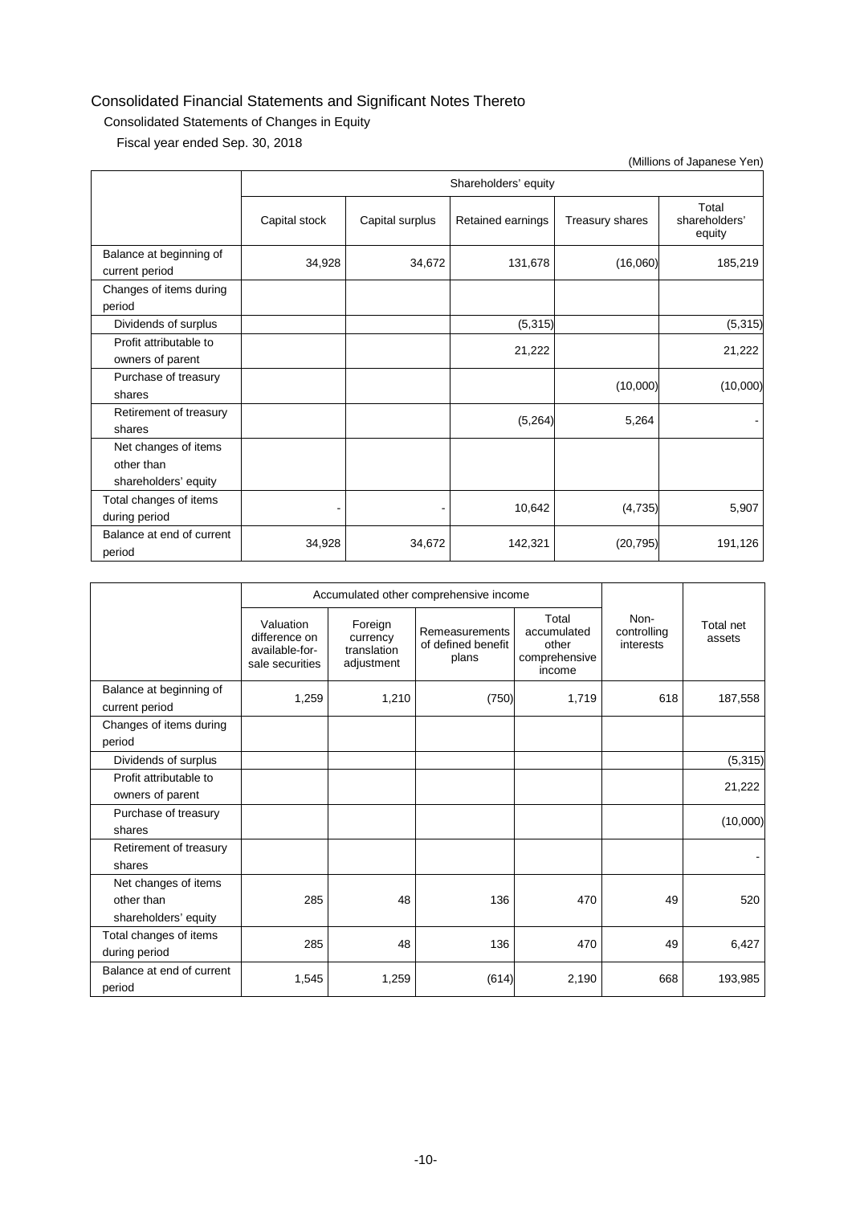## Consolidated Financial Statements and Significant Notes Thereto

### Consolidated Statements of Changes in Equity

Fiscal year ended Sep. 30, 2018

(Millions of Japanese Yen)

| | Shareholders' equity | | | | |
|---|---|---|---|---|---|
| | Capital stock | Capital surplus | Retained earnings | Treasury shares | Total shareholders' equity |
| Balance at beginning of current period | 34,928 | 34,672 | 131,678 | (16,060) | 185,219 |
| Changes of items during period | | | | | |
| Dividends of surplus | | | (5,315) | | (5,315) |
| Profit attributable to owners of parent | | | 21,222 | | 21,222 |
| Purchase of treasury shares | | | | (10,000) | (10,000) |
| Retirement of treasury shares | | | (5,264) | 5,264 | - |
| Net changes of items other than shareholders' equity | | | | | |
| Total changes of items during period | - | - | 10,642 | (4,735) | 5,907 |
| Balance at end of current period | 34,928 | 34,672 | 142,321 | (20,795) | 191,126 |

| | Accumulated other comprehensive income | | | | Non-controlling interests | Total net assets |
|---|---|---|---|---|---|---|
| | Valuation difference on available-for-sale securities | Foreign currency translation adjustment | Remeasurements of defined benefit plans | Total accumulated other comprehensive income | | |
| Balance at beginning of current period | 1,259 | 1,210 | (750) | 1,719 | 618 | 187,558 |
| Changes of items during period | | | | | | |
| Dividends of surplus | | | | | | (5,315) |
| Profit attributable to owners of parent | | | | | | 21,222 |
| Purchase of treasury shares | | | | | | (10,000) |
| Retirement of treasury shares | | | | | | - |
| Net changes of items other than shareholders' equity | 285 | 48 | 136 | 470 | 49 | 520 |
| Total changes of items during period | 285 | 48 | 136 | 470 | 49 | 6,427 |
| Balance at end of current period | 1,545 | 1,259 | (614) | 2,190 | 668 | 193,985 |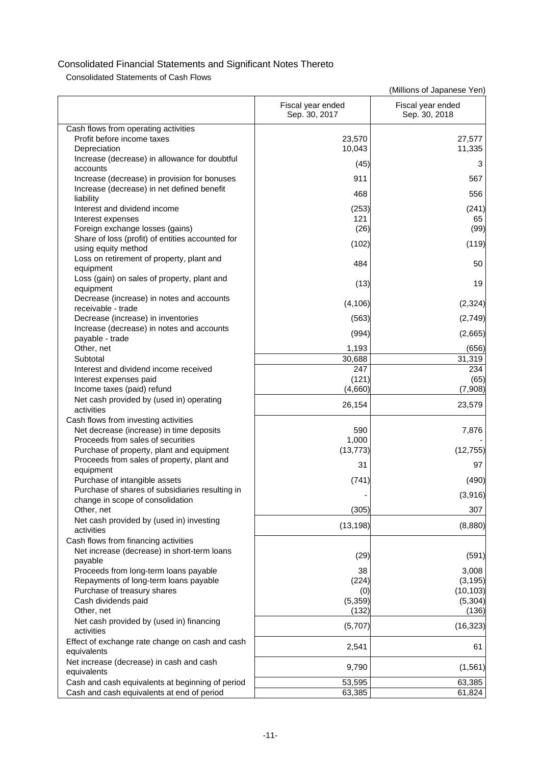# Consolidated Financial Statements and Significant Notes Thereto

## Consolidated Statements of Cash Flows

(Millions of Japanese Yen)

| | Fiscal year ended Sep. 30, 2017 | Fiscal year ended Sep. 30, 2018 |
|---|---|---|
| Cash flows from operating activities | | |
| Profit before income taxes | 23,570 | 27,577 |
| Depreciation | 10,043 | 11,335 |
| Increase (decrease) in allowance for doubtful accounts | (45) | 3 |
| Increase (decrease) in provision for bonuses | 911 | 567 |
| Increase (decrease) in net defined benefit liability | 468 | 556 |
| Interest and dividend income | (253) | (241) |
| Interest expenses | 121 | 65 |
| Foreign exchange losses (gains) | (26) | (99) |
| Share of loss (profit) of entities accounted for using equity method | (102) | (119) |
| Loss on retirement of property, plant and equipment | 484 | 50 |
| Loss (gain) on sales of property, plant and equipment | (13) | 19 |
| Decrease (increase) in notes and accounts receivable - trade | (4,106) | (2,324) |
| Decrease (increase) in inventories | (563) | (2,749) |
| Increase (decrease) in notes and accounts payable - trade | (994) | (2,665) |
| Other, net | 1,193 | (656) |
| Subtotal | 30,688 | 31,319 |
| Interest and dividend income received | 247 | 234 |
| Interest expenses paid | (121) | (65) |
| Income taxes (paid) refund | (4,660) | (7,908) |
| Net cash provided by (used in) operating activities | 26,154 | 23,579 |
| Cash flows from investing activities | | |
| Net decrease (increase) in time deposits | 590 | 7,876 |
| Proceeds from sales of securities | 1,000 | - |
| Purchase of property, plant and equipment | (13,773) | (12,755) |
| Proceeds from sales of property, plant and equipment | 31 | 97 |
| Purchase of intangible assets | (741) | (490) |
| Purchase of shares of subsidiaries resulting in change in scope of consolidation | - | (3,916) |
| Other, net | (305) | 307 |
| Net cash provided by (used in) investing activities | (13,198) | (8,880) |
| Cash flows from financing activities | | |
| Net increase (decrease) in short-term loans payable | (29) | (591) |
| Proceeds from long-term loans payable | 38 | 3,008 |
| Repayments of long-term loans payable | (224) | (3,195) |
| Purchase of treasury shares | (0) | (10,103) |
| Cash dividends paid | (5,359) | (5,304) |
| Other, net | (132) | (136) |
| Net cash provided by (used in) financing activities | (5,707) | (16,323) |
| Effect of exchange rate change on cash and cash equivalents | 2,541 | 61 |
| Net increase (decrease) in cash and cash equivalents | 9,790 | (1,561) |
| Cash and cash equivalents at beginning of period | 53,595 | 63,385 |
| Cash and cash equivalents at end of period | 63,385 | 61,824 |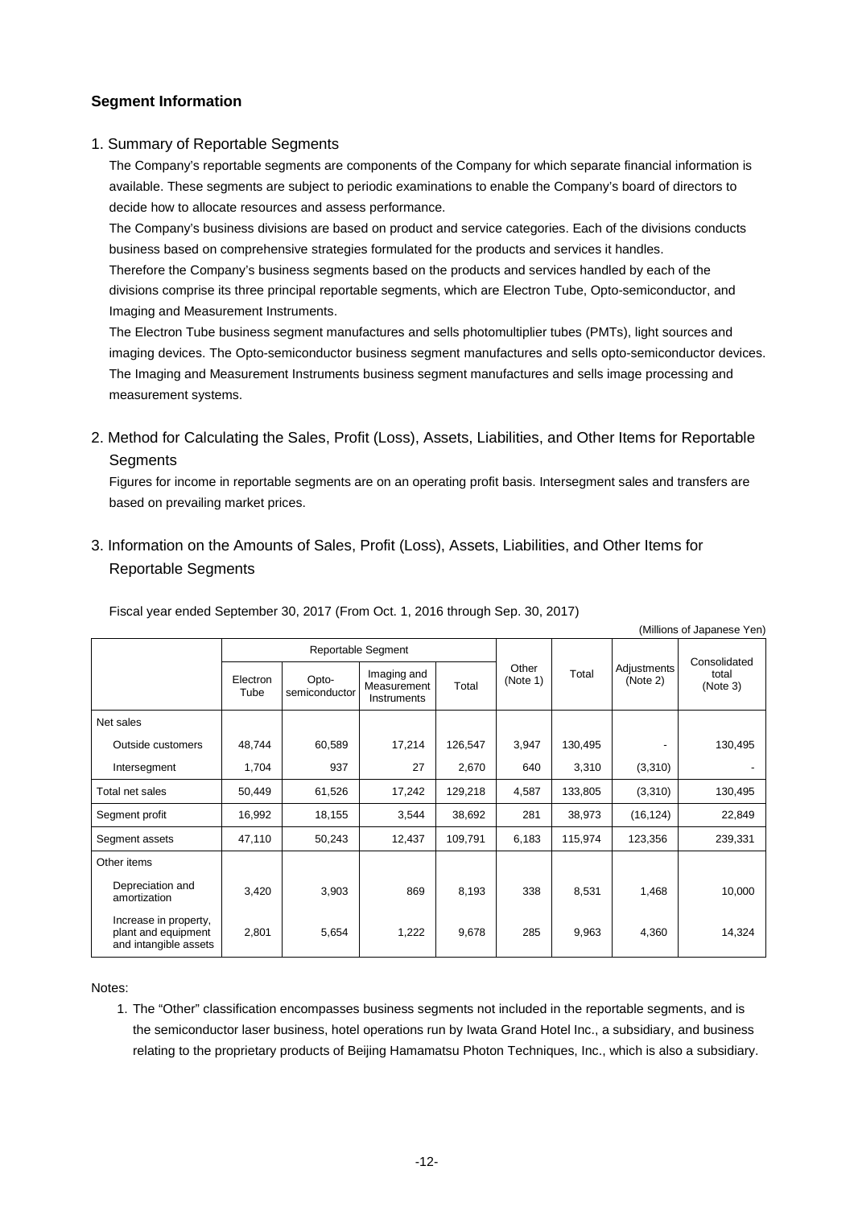### Segment Information

1. Summary of Reportable Segments

The Company's reportable segments are components of the Company for which separate financial information is available. These segments are subject to periodic examinations to enable the Company's board of directors to decide how to allocate resources and assess performance.

The Company's business divisions are based on product and service categories. Each of the divisions conducts business based on comprehensive strategies formulated for the products and services it handles.

Therefore the Company's business segments based on the products and services handled by each of the divisions comprise its three principal reportable segments, which are Electron Tube, Opto-semiconductor, and Imaging and Measurement Instruments.

The Electron Tube business segment manufactures and sells photomultiplier tubes (PMTs), light sources and imaging devices. The Opto-semiconductor business segment manufactures and sells opto-semiconductor devices. The Imaging and Measurement Instruments business segment manufactures and sells image processing and measurement systems.

2. Method for Calculating the Sales, Profit (Loss), Assets, Liabilities, and Other Items for Reportable Segments

Figures for income in reportable segments are on an operating profit basis. Intersegment sales and transfers are based on prevailing market prices.

3. Information on the Amounts of Sales, Profit (Loss), Assets, Liabilities, and Other Items for Reportable Segments

Fiscal year ended September 30, 2017 (From Oct. 1, 2016 through Sep. 30, 2017)

(Millions of Japanese Yen)

| | Reportable Segment | | | | Other (Note 1) | Total | Adjustments (Note 2) | Consolidated total (Note 3) |
|---|---|---|---|---|---|---|---|---|
| | Electron Tube | Opto-semiconductor | Imaging and Measurement Instruments | Total | | | | |
| Net sales | | | | | | | | |
| Outside customers | 48,744 | 60,589 | 17,214 | 126,547 | 3,947 | 130,495 | - | 130,495 |
| Intersegment | 1,704 | 937 | 27 | 2,670 | 640 | 3,310 | (3,310) | - |
| Total net sales | 50,449 | 61,526 | 17,242 | 129,218 | 4,587 | 133,805 | (3,310) | 130,495 |
| Segment profit | 16,992 | 18,155 | 3,544 | 38,692 | 281 | 38,973 | (16,124) | 22,849 |
| Segment assets | 47,110 | 50,243 | 12,437 | 109,791 | 6,183 | 115,974 | 123,356 | 239,331 |
| Other items | | | | | | | | |
| Depreciation and amortization | 3,420 | 3,903 | 869 | 8,193 | 338 | 8,531 | 1,468 | 10,000 |
| Increase in property, plant and equipment and intangible assets | 2,801 | 5,654 | 1,222 | 9,678 | 285 | 9,963 | 4,360 | 14,324 |

Notes:

1. The "Other" classification encompasses business segments not included in the reportable segments, and is the semiconductor laser business, hotel operations run by Iwata Grand Hotel Inc., a subsidiary, and business relating to the proprietary products of Beijing Hamamatsu Photon Techniques, Inc., which is also a subsidiary.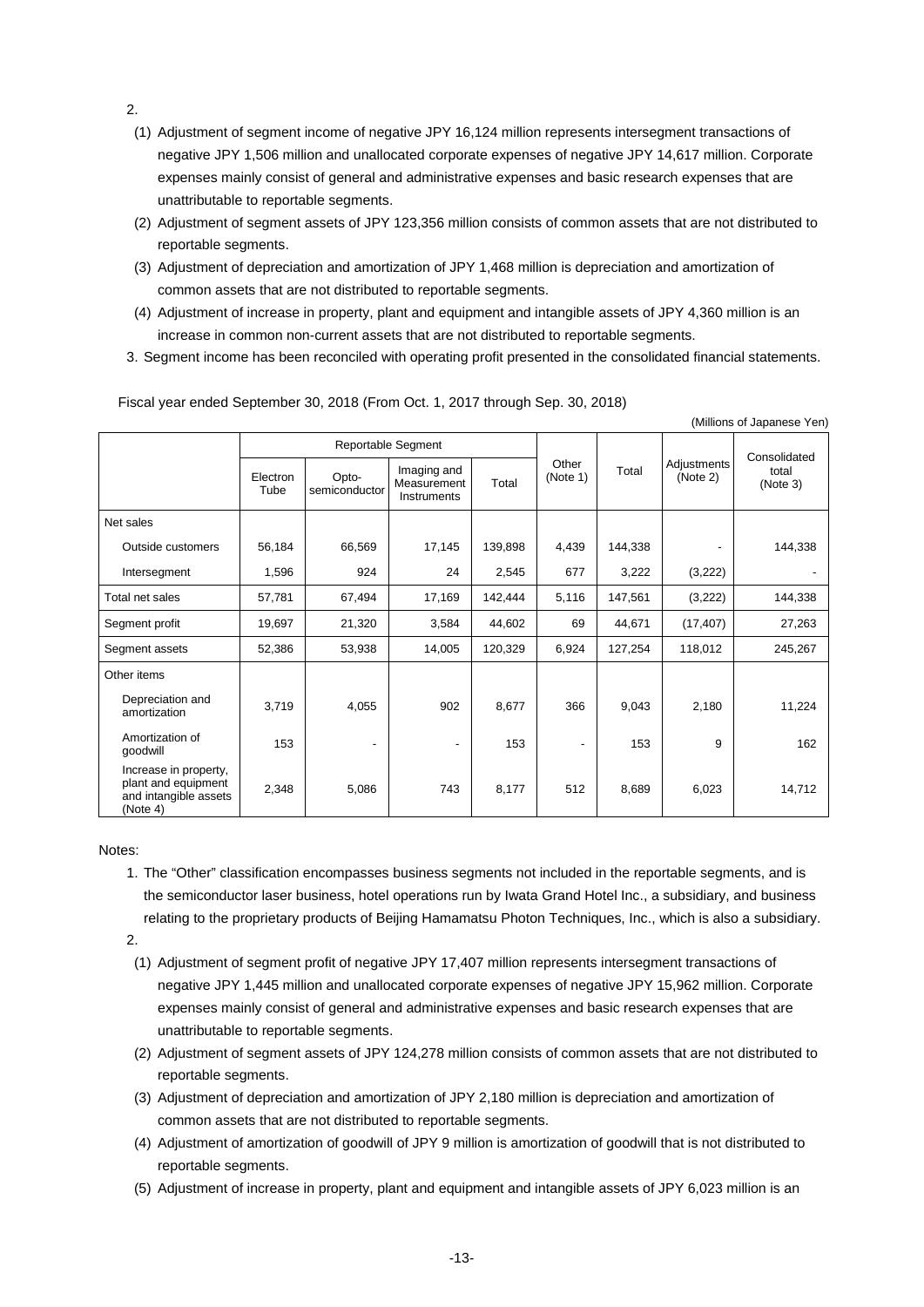2.

(1) Adjustment of segment income of negative JPY 16,124 million represents intersegment transactions of negative JPY 1,506 million and unallocated corporate expenses of negative JPY 14,617 million. Corporate expenses mainly consist of general and administrative expenses and basic research expenses that are unattributable to reportable segments.

(2) Adjustment of segment assets of JPY 123,356 million consists of common assets that are not distributed to reportable segments.

(3) Adjustment of depreciation and amortization of JPY 1,468 million is depreciation and amortization of common assets that are not distributed to reportable segments.

(4) Adjustment of increase in property, plant and equipment and intangible assets of JPY 4,360 million is an increase in common non-current assets that are not distributed to reportable segments.

3. Segment income has been reconciled with operating profit presented in the consolidated financial statements.

Fiscal year ended September 30, 2018 (From Oct. 1, 2017 through Sep. 30, 2018)

(Millions of Japanese Yen)

| | Reportable Segment | | | | Other (Note 1) | Total | Adjustments (Note 2) | Consolidated total (Note 3) |
|---|---|---|---|---|---|---|---|---|
| | Electron Tube | Opto-semiconductor | Imaging and Measurement Instruments | Total | | | | |
| Net sales | | | | | | | | |
| Outside customers | 56,184 | 66,569 | 17,145 | 139,898 | 4,439 | 144,338 | - | 144,338 |
| Intersegment | 1,596 | 924 | 24 | 2,545 | 677 | 3,222 | (3,222) | - |
| Total net sales | 57,781 | 67,494 | 17,169 | 142,444 | 5,116 | 147,561 | (3,222) | 144,338 |
| Segment profit | 19,697 | 21,320 | 3,584 | 44,602 | 69 | 44,671 | (17,407) | 27,263 |
| Segment assets | 52,386 | 53,938 | 14,005 | 120,329 | 6,924 | 127,254 | 118,012 | 245,267 |
| Other items | | | | | | | | |
| Depreciation and amortization | 3,719 | 4,055 | 902 | 8,677 | 366 | 9,043 | 2,180 | 11,224 |
| Amortization of goodwill | 153 | - | - | 153 | - | 153 | 9 | 162 |
| Increase in property, plant and equipment and intangible assets (Note 4) | 2,348 | 5,086 | 743 | 8,177 | 512 | 8,689 | 6,023 | 14,712 |

Notes:

1. The "Other" classification encompasses business segments not included in the reportable segments, and is the semiconductor laser business, hotel operations run by Iwata Grand Hotel Inc., a subsidiary, and business relating to the proprietary products of Beijing Hamamatsu Photon Techniques, Inc., which is also a subsidiary.

2.

(1) Adjustment of segment profit of negative JPY 17,407 million represents intersegment transactions of negative JPY 1,445 million and unallocated corporate expenses of negative JPY 15,962 million. Corporate expenses mainly consist of general and administrative expenses and basic research expenses that are unattributable to reportable segments.

(2) Adjustment of segment assets of JPY 124,278 million consists of common assets that are not distributed to reportable segments.

(3) Adjustment of depreciation and amortization of JPY 2,180 million is depreciation and amortization of common assets that are not distributed to reportable segments.

(4) Adjustment of amortization of goodwill of JPY 9 million is amortization of goodwill that is not distributed to reportable segments.

(5) Adjustment of increase in property, plant and equipment and intangible assets of JPY 6,023 million is an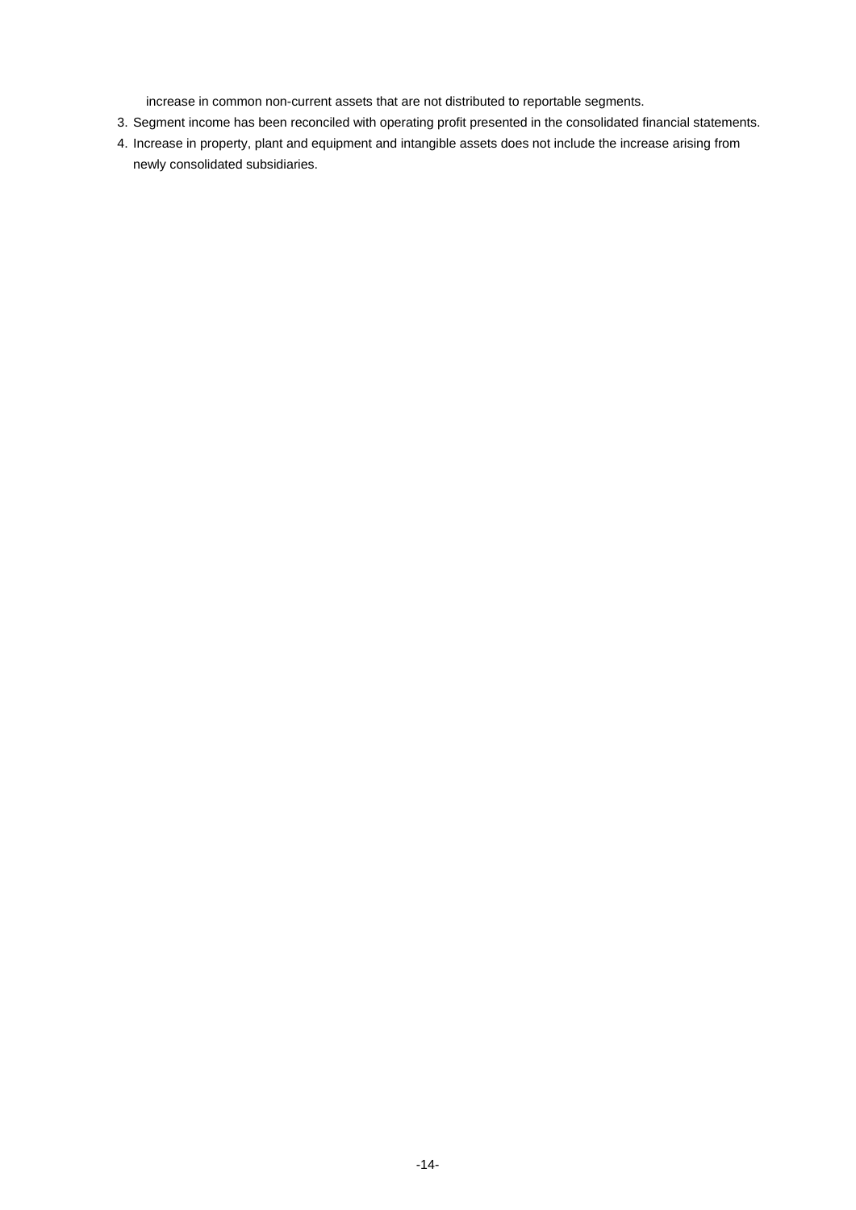increase in common non-current assets that are not distributed to reportable segments.

3. Segment income has been reconciled with operating profit presented in the consolidated financial statements.
4. Increase in property, plant and equipment and intangible assets does not include the increase arising from newly consolidated subsidiaries.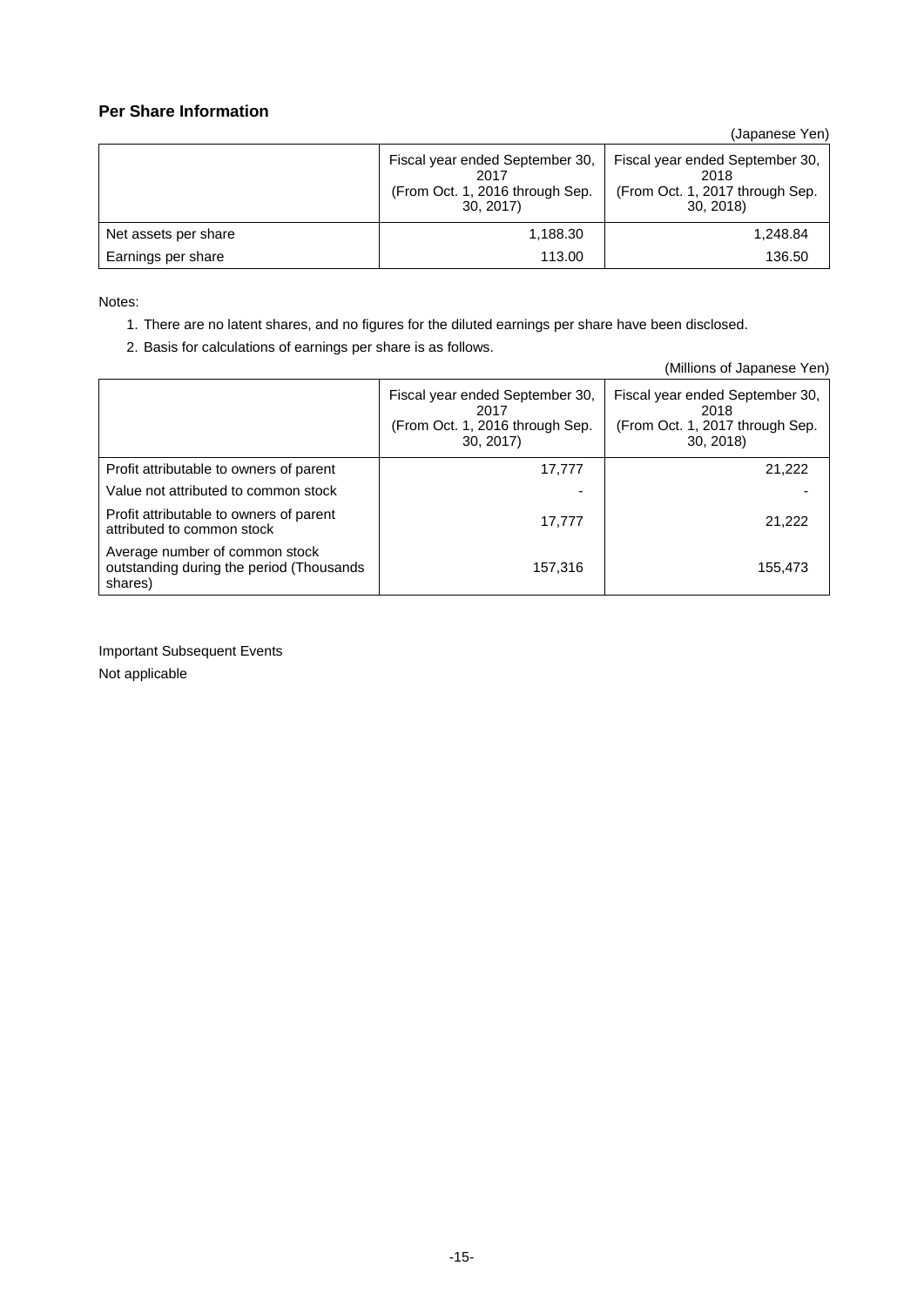## Per Share Information

(Japanese Yen)

| | Fiscal year ended September 30, 2017 (From Oct. 1, 2016 through Sep. 30, 2017) | Fiscal year ended September 30, 2018 (From Oct. 1, 2017 through Sep. 30, 2018) |
|---|---|---|
| Net assets per share | 1,188.30 | 1,248.84 |
| Earnings per share | 113.00 | 136.50 |

Notes:

1. There are no latent shares, and no figures for the diluted earnings per share have been disclosed.
2. Basis for calculations of earnings per share is as follows.

(Millions of Japanese Yen)

| | Fiscal year ended September 30, 2017 (From Oct. 1, 2016 through Sep. 30, 2017) | Fiscal year ended September 30, 2018 (From Oct. 1, 2017 through Sep. 30, 2018) |
|---|---|---|
| Profit attributable to owners of parent | 17,777 | 21,222 |
| Value not attributed to common stock | - | - |
| Profit attributable to owners of parent attributed to common stock | 17,777 | 21,222 |
| Average number of common stock outstanding during the period (Thousands shares) | 157,316 | 155,473 |

Important Subsequent Events

Not applicable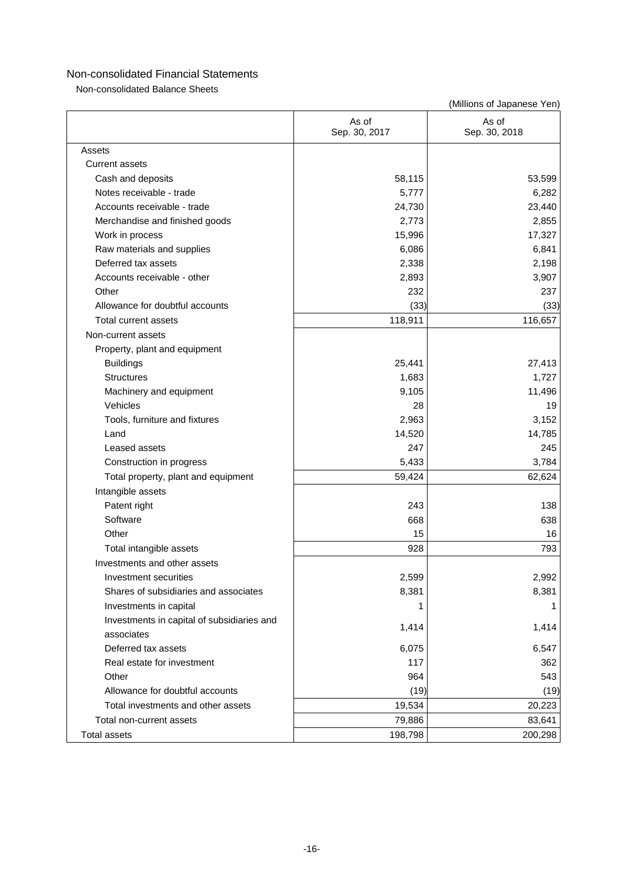# Non-consolidated Financial Statements

## Non-consolidated Balance Sheets

(Millions of Japanese Yen)

| | As of Sep. 30, 2017 | As of Sep. 30, 2018 |
|---|---|---|
| Assets | | |
| Current assets | | |
| Cash and deposits | 58,115 | 53,599 |
| Notes receivable - trade | 5,777 | 6,282 |
| Accounts receivable - trade | 24,730 | 23,440 |
| Merchandise and finished goods | 2,773 | 2,855 |
| Work in process | 15,996 | 17,327 |
| Raw materials and supplies | 6,086 | 6,841 |
| Deferred tax assets | 2,338 | 2,198 |
| Accounts receivable - other | 2,893 | 3,907 |
| Other | 232 | 237 |
| Allowance for doubtful accounts | (33) | (33) |
| Total current assets | 118,911 | 116,657 |
| Non-current assets | | |
| Property, plant and equipment | | |
| Buildings | 25,441 | 27,413 |
| Structures | 1,683 | 1,727 |
| Machinery and equipment | 9,105 | 11,496 |
| Vehicles | 28 | 19 |
| Tools, furniture and fixtures | 2,963 | 3,152 |
| Land | 14,520 | 14,785 |
| Leased assets | 247 | 245 |
| Construction in progress | 5,433 | 3,784 |
| Total property, plant and equipment | 59,424 | 62,624 |
| Intangible assets | | |
| Patent right | 243 | 138 |
| Software | 668 | 638 |
| Other | 15 | 16 |
| Total intangible assets | 928 | 793 |
| Investments and other assets | | |
| Investment securities | 2,599 | 2,992 |
| Shares of subsidiaries and associates | 8,381 | 8,381 |
| Investments in capital | 1 | 1 |
| Investments in capital of subsidiaries and associates | 1,414 | 1,414 |
| Deferred tax assets | 6,075 | 6,547 |
| Real estate for investment | 117 | 362 |
| Other | 964 | 543 |
| Allowance for doubtful accounts | (19) | (19) |
| Total investments and other assets | 19,534 | 20,223 |
| Total non-current assets | 79,886 | 83,641 |
| Total assets | 198,798 | 200,298 |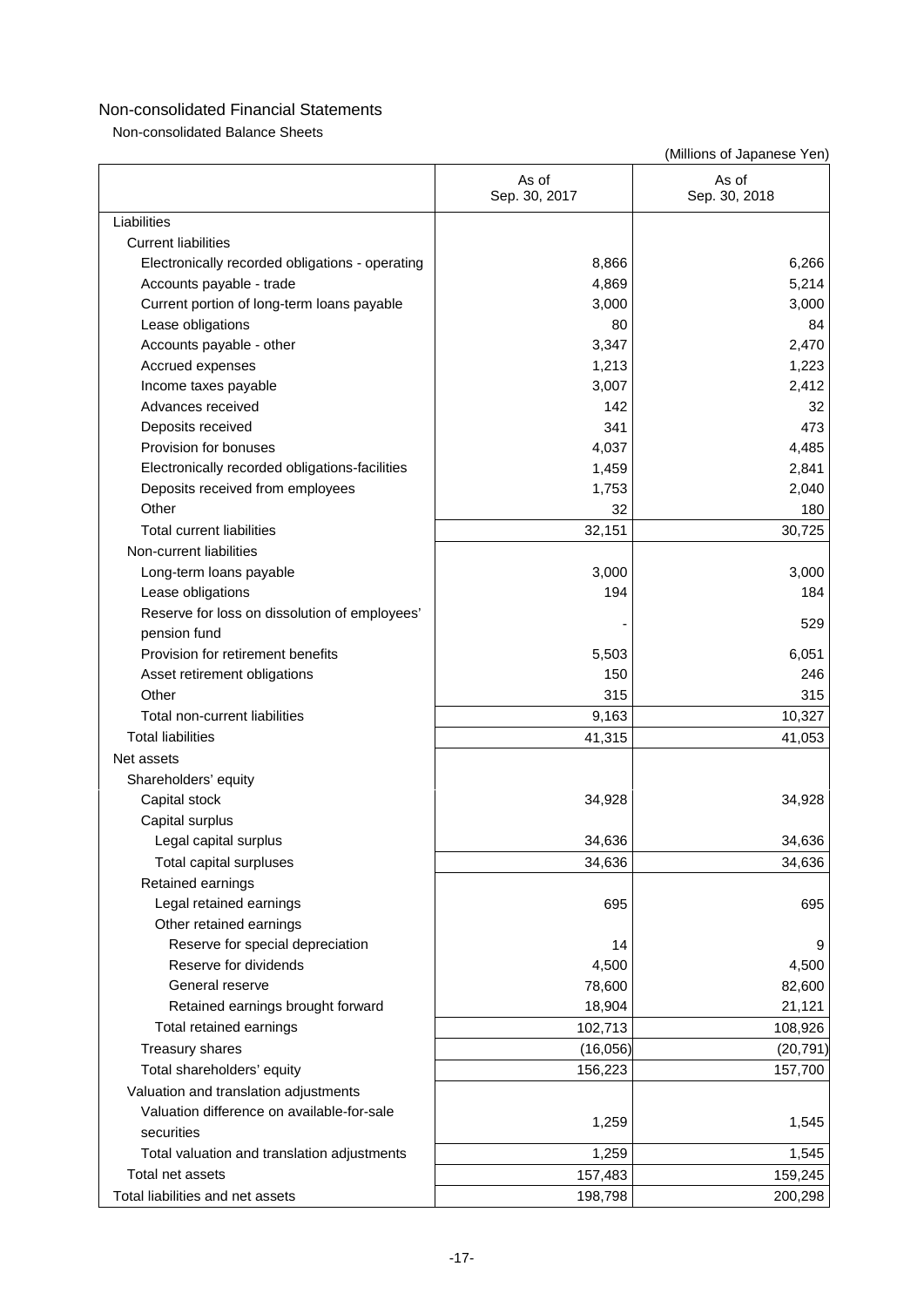# Non-consolidated Financial Statements

## Non-consolidated Balance Sheets

(Millions of Japanese Yen)

| | As of Sep. 30, 2017 | As of Sep. 30, 2018 |
|---|---|---|
| Liabilities | | |
| Current liabilities | | |
| Electronically recorded obligations - operating | 8,866 | 6,266 |
| Accounts payable - trade | 4,869 | 5,214 |
| Current portion of long-term loans payable | 3,000 | 3,000 |
| Lease obligations | 80 | 84 |
| Accounts payable - other | 3,347 | 2,470 |
| Accrued expenses | 1,213 | 1,223 |
| Income taxes payable | 3,007 | 2,412 |
| Advances received | 142 | 32 |
| Deposits received | 341 | 473 |
| Provision for bonuses | 4,037 | 4,485 |
| Electronically recorded obligations-facilities | 1,459 | 2,841 |
| Deposits received from employees | 1,753 | 2,040 |
| Other | 32 | 180 |
| Total current liabilities | 32,151 | 30,725 |
| Non-current liabilities | | |
| Long-term loans payable | 3,000 | 3,000 |
| Lease obligations | 194 | 184 |
| Reserve for loss on dissolution of employees' pension fund | - | 529 |
| Provision for retirement benefits | 5,503 | 6,051 |
| Asset retirement obligations | 150 | 246 |
| Other | 315 | 315 |
| Total non-current liabilities | 9,163 | 10,327 |
| Total liabilities | 41,315 | 41,053 |
| Net assets | | |
| Shareholders' equity | | |
| Capital stock | 34,928 | 34,928 |
| Capital surplus | | |
| Legal capital surplus | 34,636 | 34,636 |
| Total capital surpluses | 34,636 | 34,636 |
| Retained earnings | | |
| Legal retained earnings | 695 | 695 |
| Other retained earnings | | |
| Reserve for special depreciation | 14 | 9 |
| Reserve for dividends | 4,500 | 4,500 |
| General reserve | 78,600 | 82,600 |
| Retained earnings brought forward | 18,904 | 21,121 |
| Total retained earnings | 102,713 | 108,926 |
| Treasury shares | (16,056) | (20,791) |
| Total shareholders' equity | 156,223 | 157,700 |
| Valuation and translation adjustments | | |
| Valuation difference on available-for-sale securities | 1,259 | 1,545 |
| Total valuation and translation adjustments | 1,259 | 1,545 |
| Total net assets | 157,483 | 159,245 |
| Total liabilities and net assets | 198,798 | 200,298 |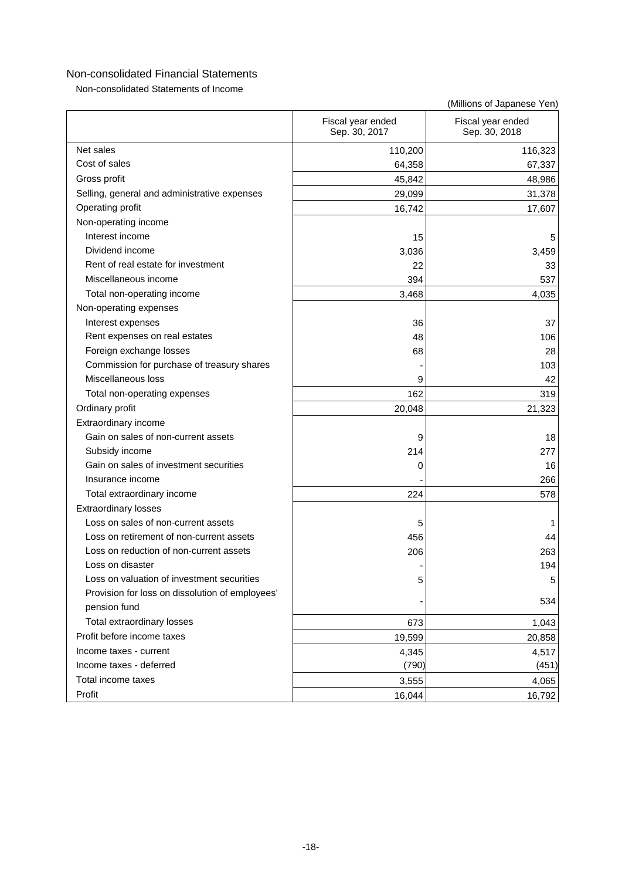# Non-consolidated Financial Statements

## Non-consolidated Statements of Income

(Millions of Japanese Yen)

| | Fiscal year ended Sep. 30, 2017 | Fiscal year ended Sep. 30, 2018 |
|---|---|---|
| Net sales | 110,200 | 116,323 |
| Cost of sales | 64,358 | 67,337 |
| Gross profit | 45,842 | 48,986 |
| Selling, general and administrative expenses | 29,099 | 31,378 |
| Operating profit | 16,742 | 17,607 |
| Non-operating income | | |
| Interest income | 15 | 5 |
| Dividend income | 3,036 | 3,459 |
| Rent of real estate for investment | 22 | 33 |
| Miscellaneous income | 394 | 537 |
| Total non-operating income | 3,468 | 4,035 |
| Non-operating expenses | | |
| Interest expenses | 36 | 37 |
| Rent expenses on real estates | 48 | 106 |
| Foreign exchange losses | 68 | 28 |
| Commission for purchase of treasury shares | - | 103 |
| Miscellaneous loss | 9 | 42 |
| Total non-operating expenses | 162 | 319 |
| Ordinary profit | 20,048 | 21,323 |
| Extraordinary income | | |
| Gain on sales of non-current assets | 9 | 18 |
| Subsidy income | 214 | 277 |
| Gain on sales of investment securities | 0 | 16 |
| Insurance income | - | 266 |
| Total extraordinary income | 224 | 578 |
| Extraordinary losses | | |
| Loss on sales of non-current assets | 5 | 1 |
| Loss on retirement of non-current assets | 456 | 44 |
| Loss on reduction of non-current assets | 206 | 263 |
| Loss on disaster | - | 194 |
| Loss on valuation of investment securities | 5 | 5 |
| Provision for loss on dissolution of employees' pension fund | - | 534 |
| Total extraordinary losses | 673 | 1,043 |
| Profit before income taxes | 19,599 | 20,858 |
| Income taxes - current | 4,345 | 4,517 |
| Income taxes - deferred | (790) | (451) |
| Total income taxes | 3,555 | 4,065 |
| Profit | 16,044 | 16,792 |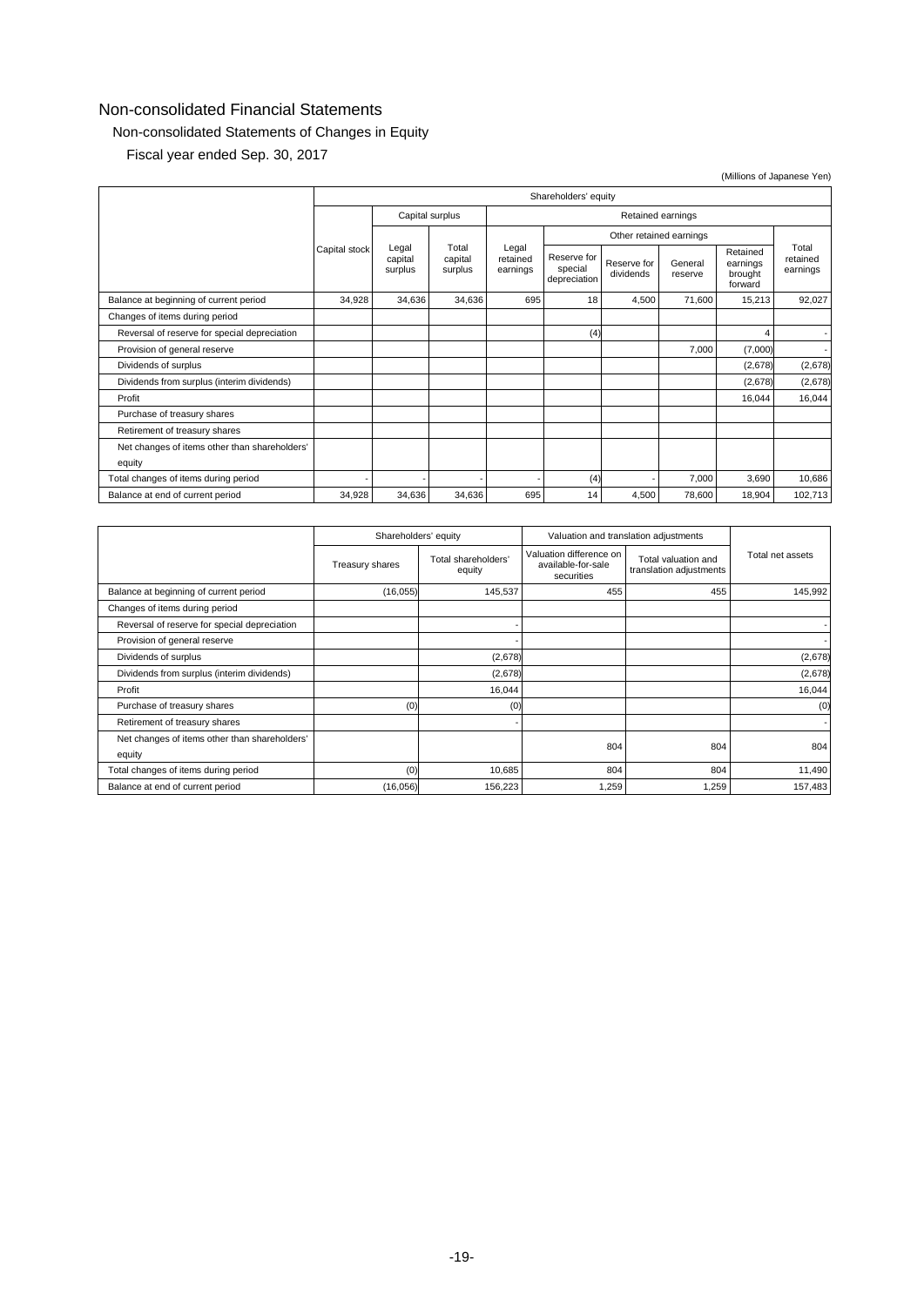# Non-consolidated Financial Statements

## Non-consolidated Statements of Changes in Equity

### Fiscal year ended Sep. 30, 2017

(Millions of Japanese Yen)

| | Shareholders' equity | | | | | | | | |
|---|---|---|---|---|---|---|---|---|---|
| | | Capital surplus | | Retained earnings | | | | | |
| | | | | | Other retained earnings | | | | |
| | Capital stock | Legal capital surplus | Total capital surplus | Legal retained earnings | Reserve for special depreciation | Reserve for dividends | General reserve | Retained earnings brought forward | Total retained earnings |
| Balance at beginning of current period | 34,928 | 34,636 | 34,636 | 695 | 18 | 4,500 | 71,600 | 15,213 | 92,027 |
| Changes of items during period | | | | | | | | | |
| Reversal of reserve for special depreciation | | | | | (4) | | | 4 | - |
| Provision of general reserve | | | | | | | 7,000 | (7,000) | - |
| Dividends of surplus | | | | | | | | (2,678) | (2,678) |
| Dividends from surplus (interim dividends) | | | | | | | | (2,678) | (2,678) |
| Profit | | | | | | | | 16,044 | 16,044 |
| Purchase of treasury shares | | | | | | | | | |
| Retirement of treasury shares | | | | | | | | | |
| Net changes of items other than shareholders' equity | | | | | | | | | |
| Total changes of items during period | - | - | - | - | (4) | - | 7,000 | 3,690 | 10,686 |
| Balance at end of current period | 34,928 | 34,636 | 34,636 | 695 | 14 | 4,500 | 78,600 | 18,904 | 102,713 |

| | Shareholders' equity | | Valuation and translation adjustments | | Total net assets |
|---|---|---|---|---|---|
| | Treasury shares | Total shareholders' equity | Valuation difference on available-for-sale securities | Total valuation and translation adjustments | |
| Balance at beginning of current period | (16,055) | 145,537 | 455 | 455 | 145,992 |
| Changes of items during period | | | | | |
| Reversal of reserve for special depreciation | | - | | | - |
| Provision of general reserve | | - | | | - |
| Dividends of surplus | | (2,678) | | | (2,678) |
| Dividends from surplus (interim dividends) | | (2,678) | | | (2,678) |
| Profit | | 16,044 | | | 16,044 |
| Purchase of treasury shares | (0) | (0) | | | (0) |
| Retirement of treasury shares | | - | | | - |
| Net changes of items other than shareholders' equity | | | 804 | 804 | 804 |
| Total changes of items during period | (0) | 10,685 | 804 | 804 | 11,490 |
| Balance at end of current period | (16,056) | 156,223 | 1,259 | 1,259 | 157,483 |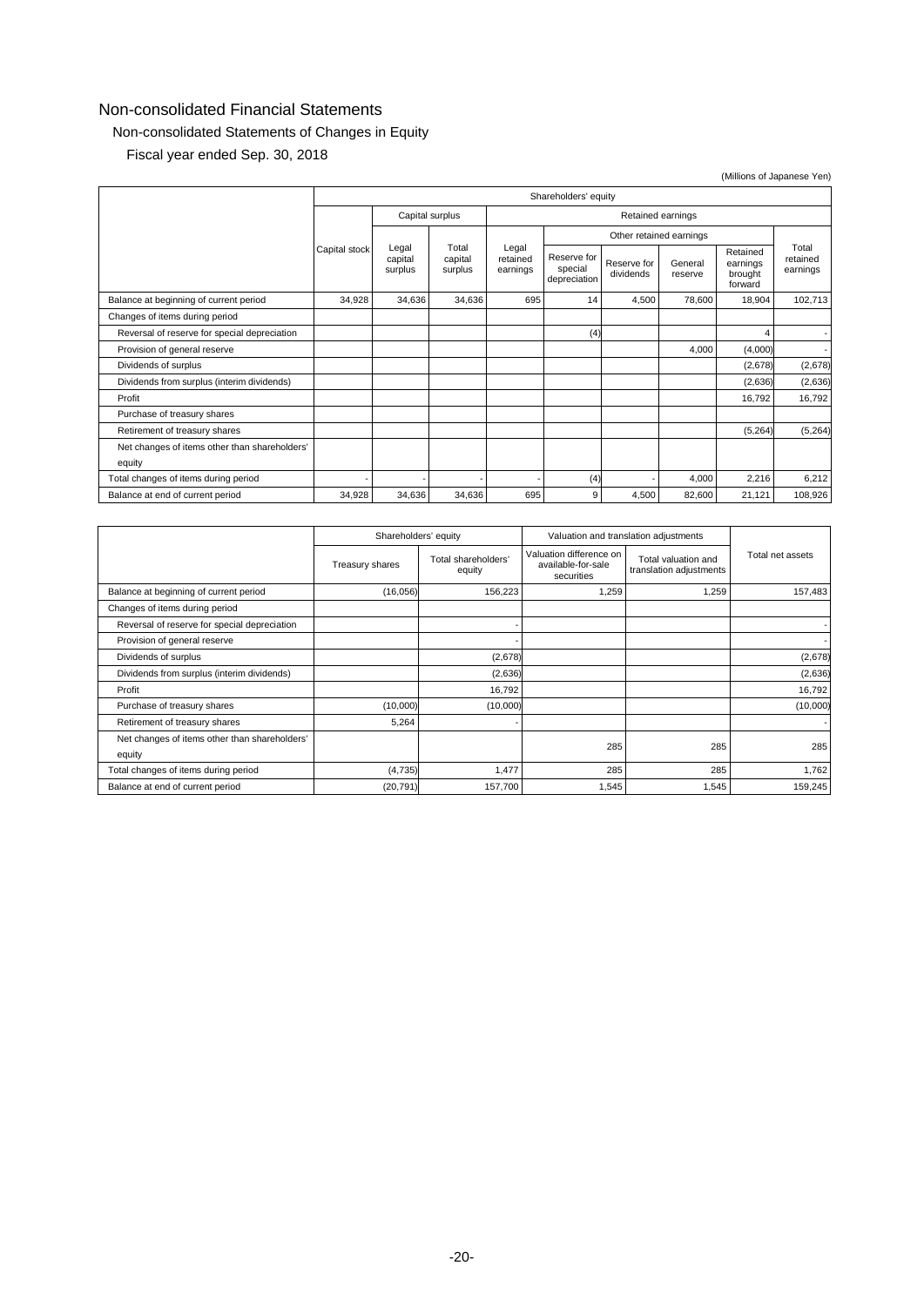# Non-consolidated Financial Statements

## Non-consolidated Statements of Changes in Equity

### Fiscal year ended Sep. 30, 2018

(Millions of Japanese Yen)

| | Shareholders' equity | | | | | | | | |
|---|---|---|---|---|---|---|---|---|---|
| | | Capital surplus | | Retained earnings | | | | | |
| | | | | | Other retained earnings | | | | |
| | Capital stock | Legal capital surplus | Total capital surplus | Legal retained earnings | Reserve for special depreciation | Reserve for dividends | General reserve | Retained earnings brought forward | Total retained earnings |
| Balance at beginning of current period | 34,928 | 34,636 | 34,636 | 695 | 14 | 4,500 | 78,600 | 18,904 | 102,713 |
| Changes of items during period | | | | | | | | | |
| Reversal of reserve for special depreciation | | | | | (4) | | | 4 | - |
| Provision of general reserve | | | | | | | 4,000 | (4,000) | - |
| Dividends of surplus | | | | | | | | (2,678) | (2,678) |
| Dividends from surplus (interim dividends) | | | | | | | | (2,636) | (2,636) |
| Profit | | | | | | | | 16,792 | 16,792 |
| Purchase of treasury shares | | | | | | | | | |
| Retirement of treasury shares | | | | | | | | (5,264) | (5,264) |
| Net changes of items other than shareholders' equity | | | | | | | | | |
| Total changes of items during period | - | - | - | - | (4) | - | 4,000 | 2,216 | 6,212 |
| Balance at end of current period | 34,928 | 34,636 | 34,636 | 695 | 9 | 4,500 | 82,600 | 21,121 | 108,926 |

| | Shareholders' equity | | Valuation and translation adjustments | | |
|---|---|---|---|---|---|
| | Treasury shares | Total shareholders' equity | Valuation difference on available-for-sale securities | Total valuation and translation adjustments | Total net assets |
| Balance at beginning of current period | (16,056) | 156,223 | 1,259 | 1,259 | 157,483 |
| Changes of items during period | | | | | |
| Reversal of reserve for special depreciation | | - | | | - |
| Provision of general reserve | | - | | | - |
| Dividends of surplus | | (2,678) | | | (2,678) |
| Dividends from surplus (interim dividends) | | (2,636) | | | (2,636) |
| Profit | | 16,792 | | | 16,792 |
| Purchase of treasury shares | (10,000) | (10,000) | | | (10,000) |
| Retirement of treasury shares | 5,264 | - | | | - |
| Net changes of items other than shareholders' equity | | | 285 | 285 | 285 |
| Total changes of items during period | (4,735) | 1,477 | 285 | 285 | 1,762 |
| Balance at end of current period | (20,791) | 157,700 | 1,545 | 1,545 | 159,245 |